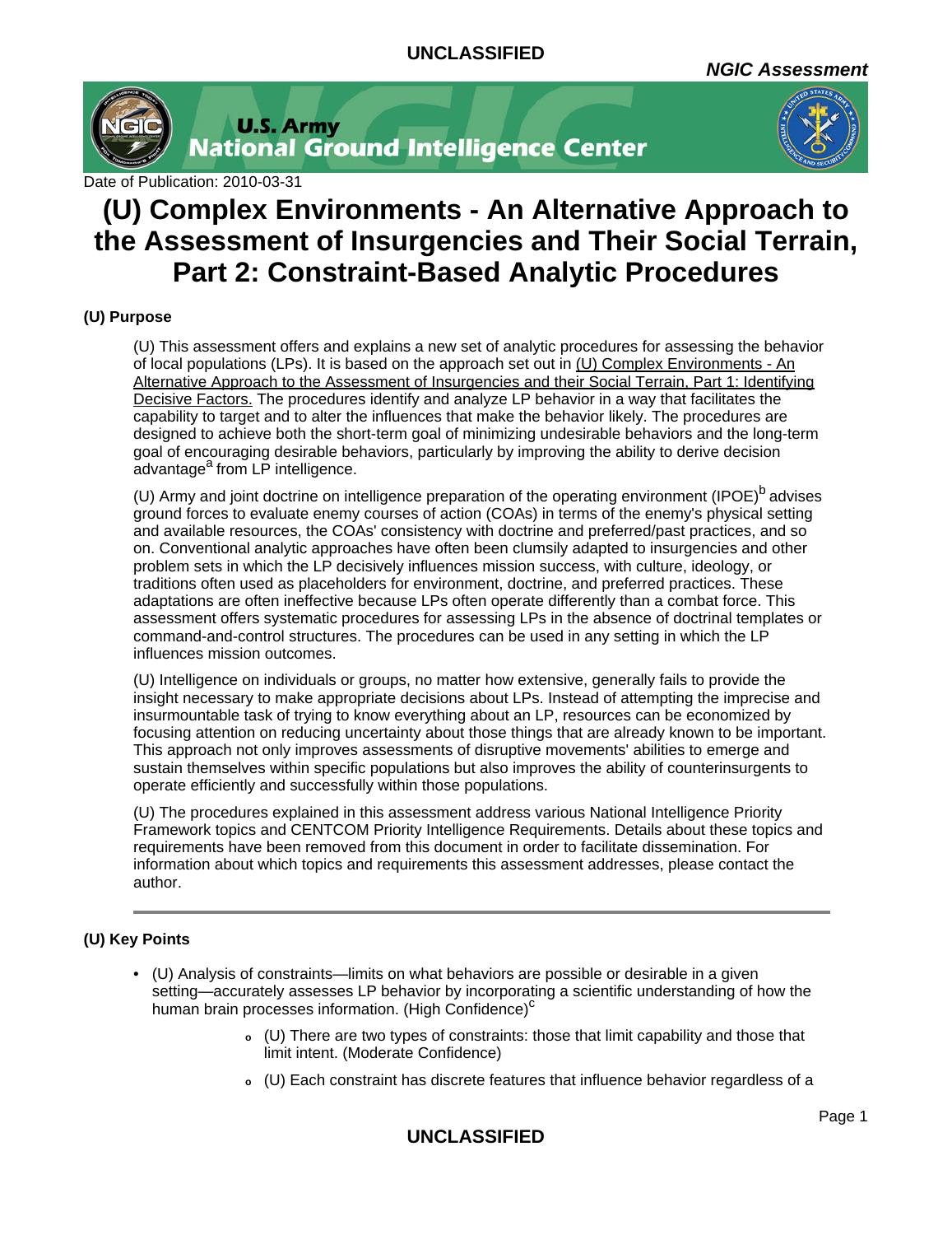UNCLASSIFIED

*NGIC Assessment*

U.S. Army
National Ground Intelligence Center

Date of Publication: 2010-03-31

# (U) Complex Environments - An Alternative Approach to the Assessment of Insurgencies and Their Social Terrain, Part 2: Constraint-Based Analytic Procedures

### (U) Purpose

(U) This assessment offers and explains a new set of analytic procedures for assessing the behavior of local populations (LPs). It is based on the approach set out in (U) Complex Environments - An Alternative Approach to the Assessment of Insurgencies and their Social Terrain, Part 1: Identifying Decisive Factors. The procedures identify and analyze LP behavior in a way that facilitates the capability to target and to alter the influences that make the behavior likely. The procedures are designed to achieve both the short-term goal of minimizing undesirable behaviors and the long-term goal of encouraging desirable behaviors, particularly by improving the ability to derive decision advantage[a] from LP intelligence.

(U) Army and joint doctrine on intelligence preparation of the operating environment (IPOE)[b] advises ground forces to evaluate enemy courses of action (COAs) in terms of the enemy's physical setting and available resources, the COAs' consistency with doctrine and preferred/past practices, and so on. Conventional analytic approaches have often been clumsily adapted to insurgencies and other problem sets in which the LP decisively influences mission success, with culture, ideology, or traditions often used as placeholders for environment, doctrine, and preferred practices. These adaptations are often ineffective because LPs often operate differently than a combat force. This assessment offers systematic procedures for assessing LPs in the absence of doctrinal templates or command-and-control structures. The procedures can be used in any setting in which the LP influences mission outcomes.

(U) Intelligence on individuals or groups, no matter how extensive, generally fails to provide the insight necessary to make appropriate decisions about LPs. Instead of attempting the imprecise and insurmountable task of trying to know everything about an LP, resources can be economized by focusing attention on reducing uncertainty about those things that are already known to be important. This approach not only improves assessments of disruptive movements' abilities to emerge and sustain themselves within specific populations but also improves the ability of counterinsurgents to operate efficiently and successfully within those populations.

(U) The procedures explained in this assessment address various National Intelligence Priority Framework topics and CENTCOM Priority Intelligence Requirements. Details about these topics and requirements have been removed from this document in order to facilitate dissemination. For information about which topics and requirements this assessment addresses, please contact the author.

---

### (U) Key Points

- (U) Analysis of constraints—limits on what behaviors are possible or desirable in a given setting—accurately assesses LP behavior by incorporating a scientific understanding of how the human brain processes information. (High Confidence)[c]
  - (U) There are two types of constraints: those that limit capability and those that limit intent. (Moderate Confidence)
  - (U) Each constraint has discrete features that influence behavior regardless of a

UNCLASSIFIED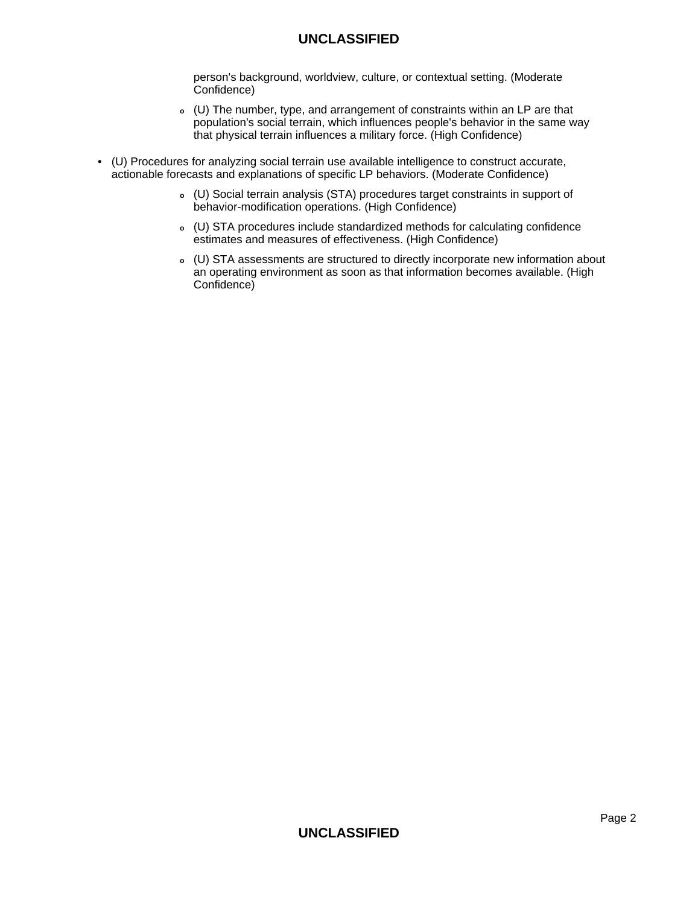person's background, worldview, culture, or contextual setting. (Moderate Confidence)

  - (U) The number, type, and arrangement of constraints within an LP are that population's social terrain, which influences people's behavior in the same way that physical terrain influences a military force. (High Confidence)

- (U) Procedures for analyzing social terrain use available intelligence to construct accurate, actionable forecasts and explanations of specific LP behaviors. (Moderate Confidence)
  - (U) Social terrain analysis (STA) procedures target constraints in support of behavior-modification operations. (High Confidence)
  - (U) STA procedures include standardized methods for calculating confidence estimates and measures of effectiveness. (High Confidence)
  - (U) STA assessments are structured to directly incorporate new information about an operating environment as soon as that information becomes available. (High Confidence)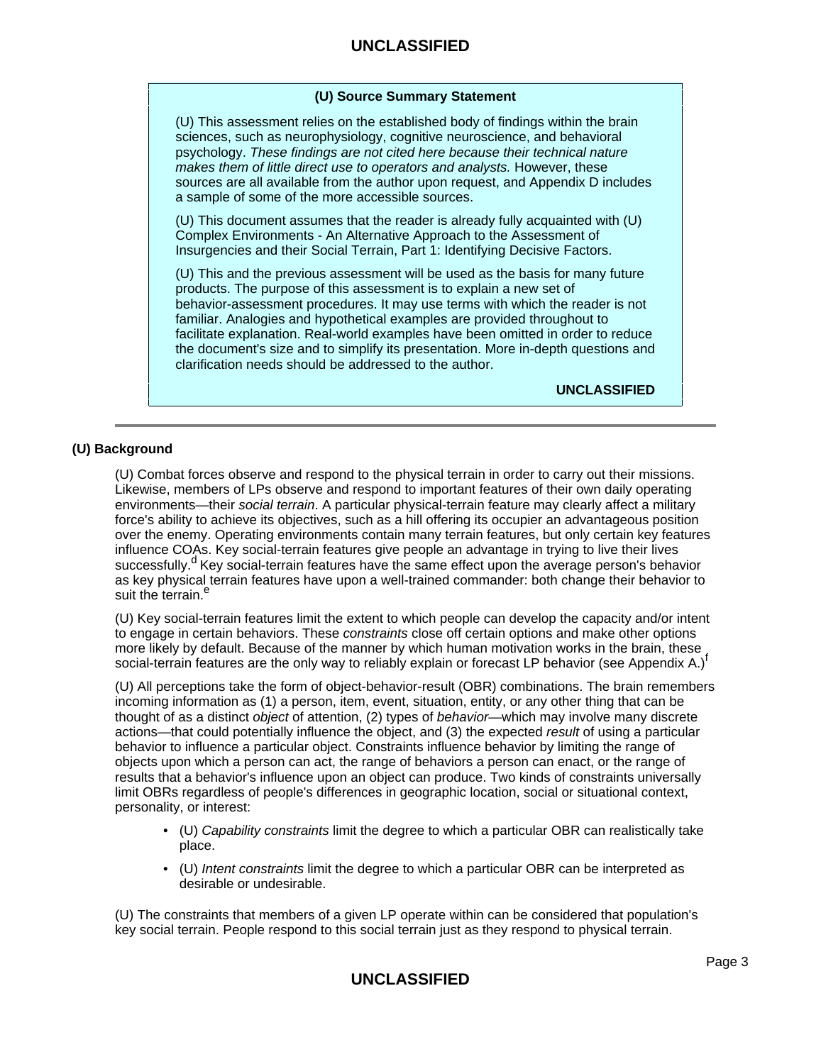**(U) Source Summary Statement**

(U) This assessment relies on the established body of findings within the brain sciences, such as neurophysiology, cognitive neuroscience, and behavioral psychology. *These findings are not cited here because their technical nature makes them of little direct use to operators and analysts.* However, these sources are all available from the author upon request, and Appendix D includes a sample of some of the more accessible sources.

(U) This document assumes that the reader is already fully acquainted with (U) Complex Environments - An Alternative Approach to the Assessment of Insurgencies and their Social Terrain, Part 1: Identifying Decisive Factors.

(U) This and the previous assessment will be used as the basis for many future products. The purpose of this assessment is to explain a new set of behavior-assessment procedures. It may use terms with which the reader is not familiar. Analogies and hypothetical examples are provided throughout to facilitate explanation. Real-world examples have been omitted in order to reduce the document's size and to simplify its presentation. More in-depth questions and clarification needs should be addressed to the author.

**UNCLASSIFIED**

---

## (U) Background

(U) Combat forces observe and respond to the physical terrain in order to carry out their missions. Likewise, members of LPs observe and respond to important features of their own daily operating environments—their *social terrain*. A particular physical-terrain feature may clearly affect a military force's ability to achieve its objectives, such as a hill offering its occupier an advantageous position over the enemy. Operating environments contain many terrain features, but only certain key features influence COAs. Key social-terrain features give people an advantage in trying to live their lives successfully.[d] Key social-terrain features have the same effect upon the average person's behavior as key physical terrain features have upon a well-trained commander: both change their behavior to suit the terrain.[e]

(U) Key social-terrain features limit the extent to which people can develop the capacity and/or intent to engage in certain behaviors. These *constraints* close off certain options and make other options more likely by default. Because of the manner by which human motivation works in the brain, these social-terrain features are the only way to reliably explain or forecast LP behavior (see Appendix A.)[f]

(U) All perceptions take the form of object-behavior-result (OBR) combinations. The brain remembers incoming information as (1) a person, item, event, situation, entity, or any other thing that can be thought of as a distinct *object* of attention, (2) types of *behavior*—which may involve many discrete actions—that could potentially influence the object, and (3) the expected *result* of using a particular behavior to influence a particular object. Constraints influence behavior by limiting the range of objects upon which a person can act, the range of behaviors a person can enact, or the range of results that a behavior's influence upon an object can produce. Two kinds of constraints universally limit OBRs regardless of people's differences in geographic location, social or situational context, personality, or interest:

- (U) *Capability constraints* limit the degree to which a particular OBR can realistically take place.
- (U) *Intent constraints* limit the degree to which a particular OBR can be interpreted as desirable or undesirable.

(U) The constraints that members of a given LP operate within can be considered that population's key social terrain. People respond to this social terrain just as they respond to physical terrain.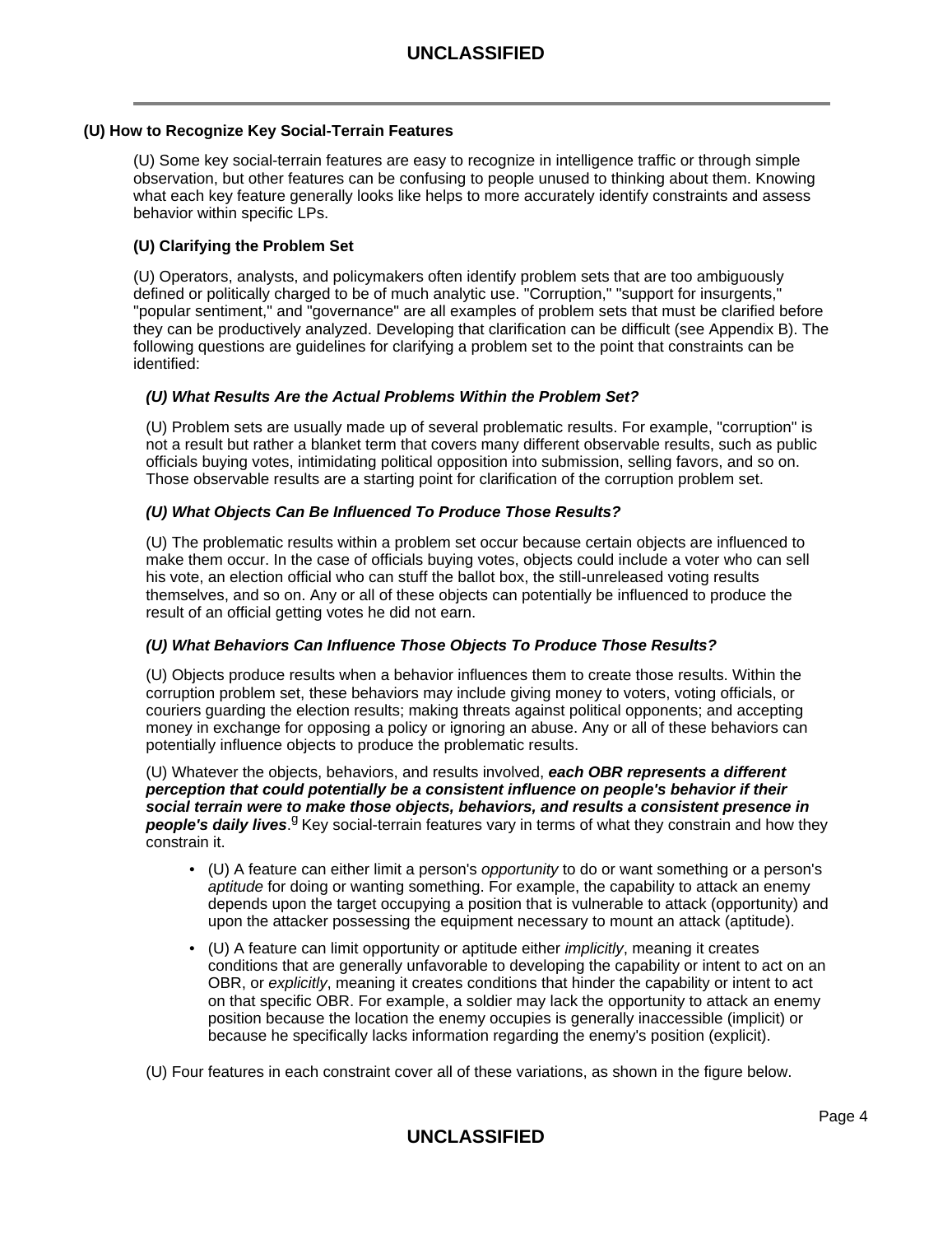## (U) How to Recognize Key Social-Terrain Features

(U) Some key social-terrain features are easy to recognize in intelligence traffic or through simple observation, but other features can be confusing to people unused to thinking about them. Knowing what each key feature generally looks like helps to more accurately identify constraints and assess behavior within specific LPs.

### (U) Clarifying the Problem Set

(U) Operators, analysts, and policymakers often identify problem sets that are too ambiguously defined or politically charged to be of much analytic use. "Corruption," "support for insurgents," "popular sentiment," and "governance" are all examples of problem sets that must be clarified before they can be productively analyzed. Developing that clarification can be difficult (see Appendix B). The following questions are guidelines for clarifying a problem set to the point that constraints can be identified:

#### *(U) What Results Are the Actual Problems Within the Problem Set?*

(U) Problem sets are usually made up of several problematic results. For example, "corruption" is not a result but rather a blanket term that covers many different observable results, such as public officials buying votes, intimidating political opposition into submission, selling favors, and so on. Those observable results are a starting point for clarification of the corruption problem set.

#### *(U) What Objects Can Be Influenced To Produce Those Results?*

(U) The problematic results within a problem set occur because certain objects are influenced to make them occur. In the case of officials buying votes, objects could include a voter who can sell his vote, an election official who can stuff the ballot box, the still-unreleased voting results themselves, and so on. Any or all of these objects can potentially be influenced to produce the result of an official getting votes he did not earn.

#### *(U) What Behaviors Can Influence Those Objects To Produce Those Results?*

(U) Objects produce results when a behavior influences them to create those results. Within the corruption problem set, these behaviors may include giving money to voters, voting officials, or couriers guarding the election results; making threats against political opponents; and accepting money in exchange for opposing a policy or ignoring an abuse. Any or all of these behaviors can potentially influence objects to produce the problematic results.

(U) Whatever the objects, behaviors, and results involved, ***each OBR represents a different perception that could potentially be a consistent influence on people's behavior if their social terrain were to make those objects, behaviors, and results a consistent presence in people's daily lives***.[9] Key social-terrain features vary in terms of what they constrain and how they constrain it.

- (U) A feature can either limit a person's *opportunity* to do or want something or a person's *aptitude* for doing or wanting something. For example, the capability to attack an enemy depends upon the target occupying a position that is vulnerable to attack (opportunity) and upon the attacker possessing the equipment necessary to mount an attack (aptitude).
- (U) A feature can limit opportunity or aptitude either *implicitly*, meaning it creates conditions that are generally unfavorable to developing the capability or intent to act on an OBR, or *explicitly*, meaning it creates conditions that hinder the capability or intent to act on that specific OBR. For example, a soldier may lack the opportunity to attack an enemy position because the location the enemy occupies is generally inaccessible (implicit) or because he specifically lacks information regarding the enemy's position (explicit).

(U) Four features in each constraint cover all of these variations, as shown in the figure below.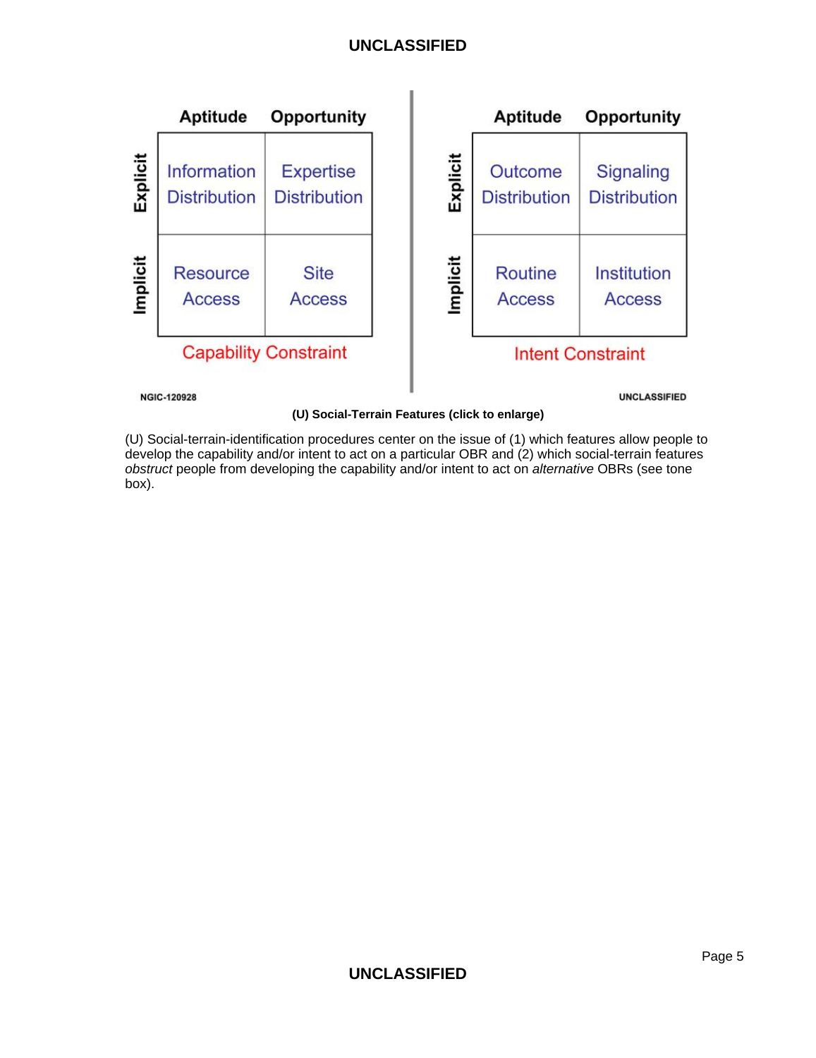|  | Aptitude | Opportunity |
|---|---|---|
| Explicit | Information Distribution | Expertise Distribution |
| Implicit | Resource Access | Site Access |
|  | Capability Constraint | |

|  | Aptitude | Opportunity |
|---|---|---|
| Explicit | Outcome Distribution | Signaling Distribution |
| Implicit | Routine Access | Institution Access |
|  | Intent Constraint | |

NGIC-120928 UNCLASSIFIED

**(U) Social-Terrain Features (click to enlarge)**

(U) Social-terrain-identification procedures center on the issue of (1) which features allow people to develop the capability and/or intent to act on a particular OBR and (2) which social-terrain features *obstruct* people from developing the capability and/or intent to act on *alternative* OBRs (see tone box).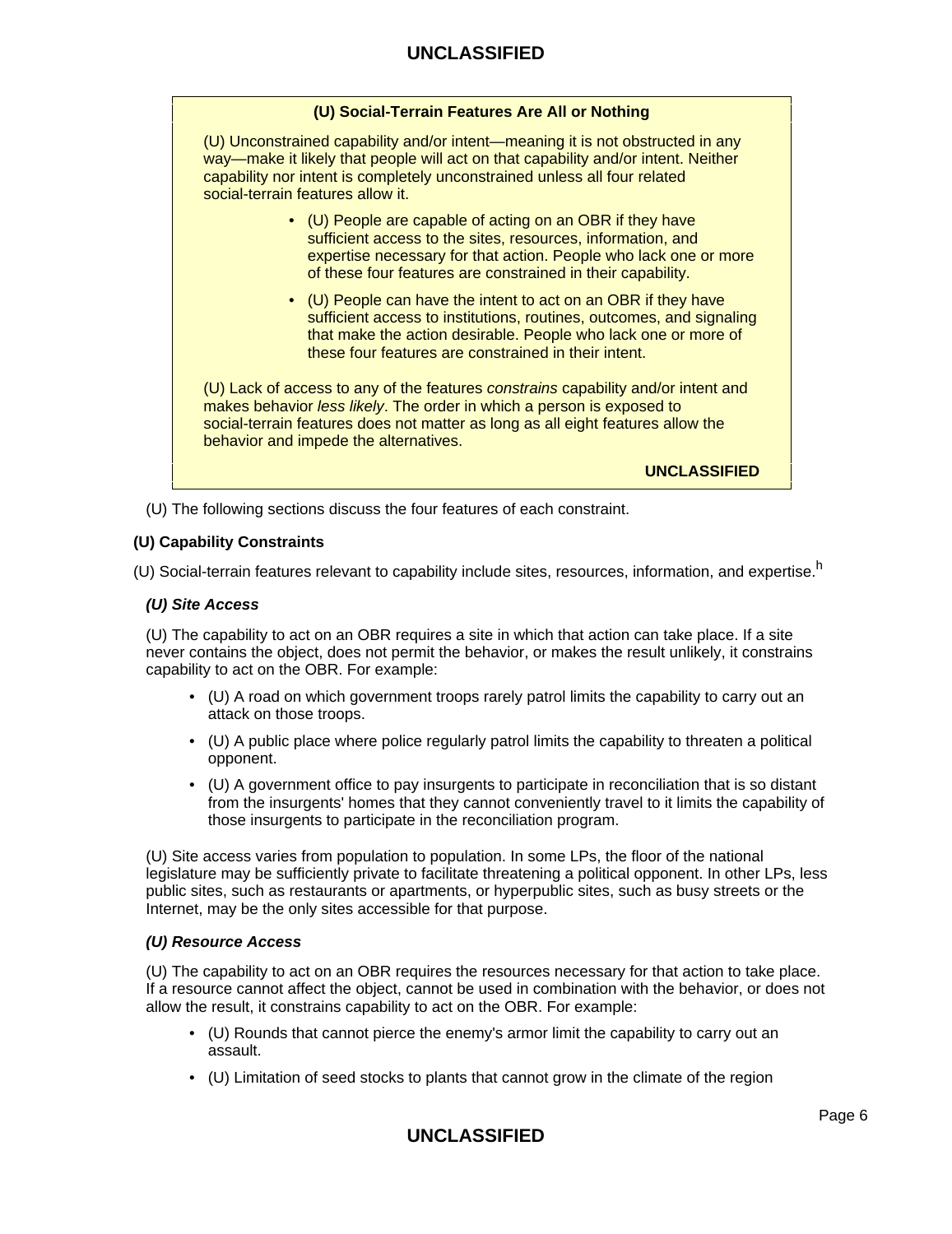**(U) Social-Terrain Features Are All or Nothing**

(U) Unconstrained capability and/or intent—meaning it is not obstructed in any way—make it likely that people will act on that capability and/or intent. Neither capability nor intent is completely unconstrained unless all four related social-terrain features allow it.

- (U) People are capable of acting on an OBR if they have sufficient access to the sites, resources, information, and expertise necessary for that action. People who lack one or more of these four features are constrained in their capability.
- (U) People can have the intent to act on an OBR if they have sufficient access to institutions, routines, outcomes, and signaling that make the action desirable. People who lack one or more of these four features are constrained in their intent.

(U) Lack of access to any of the features *constrains* capability and/or intent and makes behavior *less likely*. The order in which a person is exposed to social-terrain features does not matter as long as all eight features allow the behavior and impede the alternatives.

**UNCLASSIFIED**

(U) The following sections discuss the four features of each constraint.

### (U) Capability Constraints

(U) Social-terrain features relevant to capability include sites, resources, information, and expertise.[h]

#### *(U) Site Access*

(U) The capability to act on an OBR requires a site in which that action can take place. If a site never contains the object, does not permit the behavior, or makes the result unlikely, it constrains capability to act on the OBR. For example:

- (U) A road on which government troops rarely patrol limits the capability to carry out an attack on those troops.
- (U) A public place where police regularly patrol limits the capability to threaten a political opponent.
- (U) A government office to pay insurgents to participate in reconciliation that is so distant from the insurgents' homes that they cannot conveniently travel to it limits the capability of those insurgents to participate in the reconciliation program.

(U) Site access varies from population to population. In some LPs, the floor of the national legislature may be sufficiently private to facilitate threatening a political opponent. In other LPs, less public sites, such as restaurants or apartments, or hyperpublic sites, such as busy streets or the Internet, may be the only sites accessible for that purpose.

#### *(U) Resource Access*

(U) The capability to act on an OBR requires the resources necessary for that action to take place. If a resource cannot affect the object, cannot be used in combination with the behavior, or does not allow the result, it constrains capability to act on the OBR. For example:

- (U) Rounds that cannot pierce the enemy's armor limit the capability to carry out an assault.
- (U) Limitation of seed stocks to plants that cannot grow in the climate of the region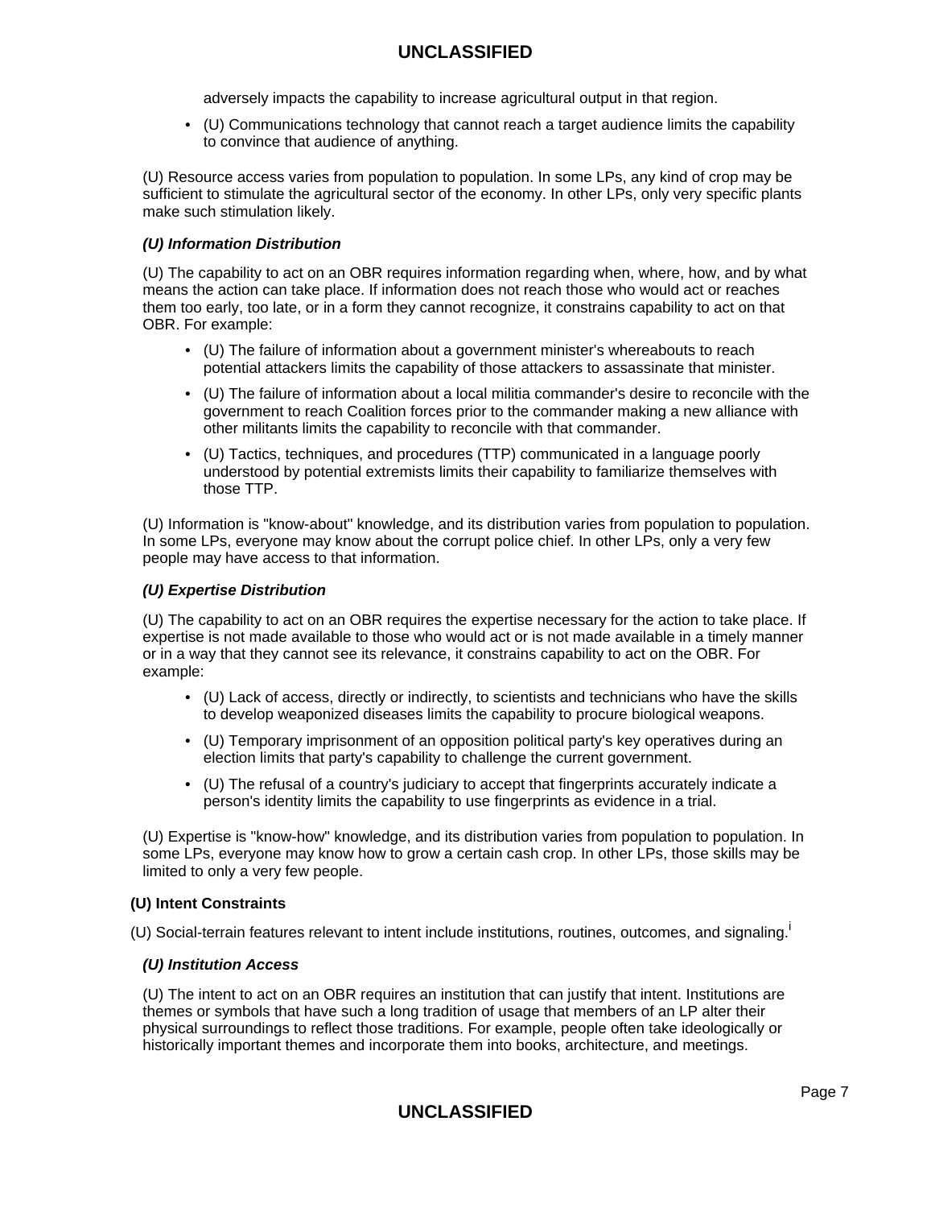adversely impacts the capability to increase agricultural output in that region.

- (U) Communications technology that cannot reach a target audience limits the capability to convince that audience of anything.

(U) Resource access varies from population to population. In some LPs, any kind of crop may be sufficient to stimulate the agricultural sector of the economy. In other LPs, only very specific plants make such stimulation likely.

#### *(U) Information Distribution*

(U) The capability to act on an OBR requires information regarding when, where, how, and by what means the action can take place. If information does not reach those who would act or reaches them too early, too late, or in a form they cannot recognize, it constrains capability to act on that OBR. For example:

- (U) The failure of information about a government minister's whereabouts to reach potential attackers limits the capability of those attackers to assassinate that minister.
- (U) The failure of information about a local militia commander's desire to reconcile with the government to reach Coalition forces prior to the commander making a new alliance with other militants limits the capability to reconcile with that commander.
- (U) Tactics, techniques, and procedures (TTP) communicated in a language poorly understood by potential extremists limits their capability to familiarize themselves with those TTP.

(U) Information is "know-about" knowledge, and its distribution varies from population to population. In some LPs, everyone may know about the corrupt police chief. In other LPs, only a very few people may have access to that information.

#### *(U) Expertise Distribution*

(U) The capability to act on an OBR requires the expertise necessary for the action to take place. If expertise is not made available to those who would act or is not made available in a timely manner or in a way that they cannot see its relevance, it constrains capability to act on the OBR. For example:

- (U) Lack of access, directly or indirectly, to scientists and technicians who have the skills to develop weaponized diseases limits the capability to procure biological weapons.
- (U) Temporary imprisonment of an opposition political party's key operatives during an election limits that party's capability to challenge the current government.
- (U) The refusal of a country's judiciary to accept that fingerprints accurately indicate a person's identity limits the capability to use fingerprints as evidence in a trial.

(U) Expertise is "know-how" knowledge, and its distribution varies from population to population. In some LPs, everyone may know how to grow a certain cash crop. In other LPs, those skills may be limited to only a very few people.

### (U) Intent Constraints

(U) Social-terrain features relevant to intent include institutions, routines, outcomes, and signaling.[i]

#### *(U) Institution Access*

(U) The intent to act on an OBR requires an institution that can justify that intent. Institutions are themes or symbols that have such a long tradition of usage that members of an LP alter their physical surroundings to reflect those traditions. For example, people often take ideologically or historically important themes and incorporate them into books, architecture, and meetings.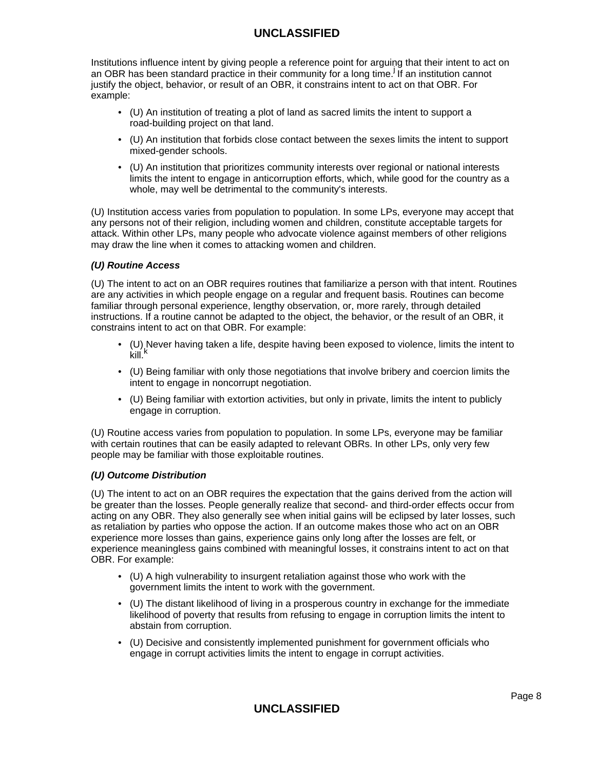Institutions influence intent by giving people a reference point for arguing that their intent to act on an OBR has been standard practice in their community for a long time.[j] If an institution cannot justify the object, behavior, or result of an OBR, it constrains intent to act on that OBR. For example:

- (U) An institution of treating a plot of land as sacred limits the intent to support a road-building project on that land.
- (U) An institution that forbids close contact between the sexes limits the intent to support mixed-gender schools.
- (U) An institution that prioritizes community interests over regional or national interests limits the intent to engage in anticorruption efforts, which, while good for the country as a whole, may well be detrimental to the community's interests.

(U) Institution access varies from population to population. In some LPs, everyone may accept that any persons not of their religion, including women and children, constitute acceptable targets for attack. Within other LPs, many people who advocate violence against members of other religions may draw the line when it comes to attacking women and children.

### *(U) Routine Access*

(U) The intent to act on an OBR requires routines that familiarize a person with that intent. Routines are any activities in which people engage on a regular and frequent basis. Routines can become familiar through personal experience, lengthy observation, or, more rarely, through detailed instructions. If a routine cannot be adapted to the object, the behavior, or the result of an OBR, it constrains intent to act on that OBR. For example:

- (U) Never having taken a life, despite having been exposed to violence, limits the intent to kill.[k]
- (U) Being familiar with only those negotiations that involve bribery and coercion limits the intent to engage in noncorrupt negotiation.
- (U) Being familiar with extortion activities, but only in private, limits the intent to publicly engage in corruption.

(U) Routine access varies from population to population. In some LPs, everyone may be familiar with certain routines that can be easily adapted to relevant OBRs. In other LPs, only very few people may be familiar with those exploitable routines.

### *(U) Outcome Distribution*

(U) The intent to act on an OBR requires the expectation that the gains derived from the action will be greater than the losses. People generally realize that second- and third-order effects occur from acting on any OBR. They also generally see when initial gains will be eclipsed by later losses, such as retaliation by parties who oppose the action. If an outcome makes those who act on an OBR experience more losses than gains, experience gains only long after the losses are felt, or experience meaningless gains combined with meaningful losses, it constrains intent to act on that OBR. For example:

- (U) A high vulnerability to insurgent retaliation against those who work with the government limits the intent to work with the government.
- (U) The distant likelihood of living in a prosperous country in exchange for the immediate likelihood of poverty that results from refusing to engage in corruption limits the intent to abstain from corruption.
- (U) Decisive and consistently implemented punishment for government officials who engage in corrupt activities limits the intent to engage in corrupt activities.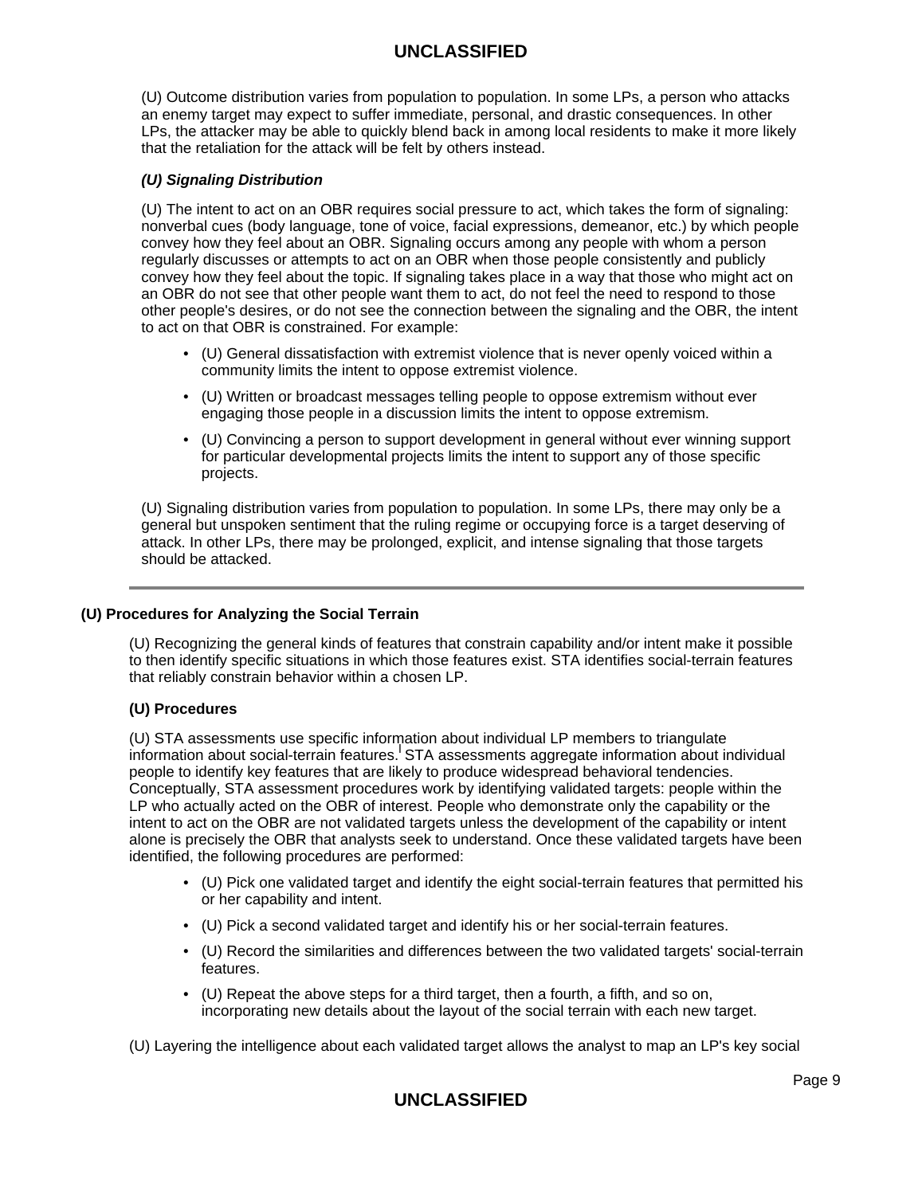(U) Outcome distribution varies from population to population. In some LPs, a person who attacks an enemy target may expect to suffer immediate, personal, and drastic consequences. In other LPs, the attacker may be able to quickly blend back in among local residents to make it more likely that the retaliation for the attack will be felt by others instead.

***(U) Signaling Distribution***

(U) The intent to act on an OBR requires social pressure to act, which takes the form of signaling: nonverbal cues (body language, tone of voice, facial expressions, demeanor, etc.) by which people convey how they feel about an OBR. Signaling occurs among any people with whom a person regularly discusses or attempts to act on an OBR when those people consistently and publicly convey how they feel about the topic. If signaling takes place in a way that those who might act on an OBR do not see that other people want them to act, do not feel the need to respond to those other people's desires, or do not see the connection between the signaling and the OBR, the intent to act on that OBR is constrained. For example:

- (U) General dissatisfaction with extremist violence that is never openly voiced within a community limits the intent to oppose extremist violence.
- (U) Written or broadcast messages telling people to oppose extremism without ever engaging those people in a discussion limits the intent to oppose extremism.
- (U) Convincing a person to support development in general without ever winning support for particular developmental projects limits the intent to support any of those specific projects.

(U) Signaling distribution varies from population to population. In some LPs, there may only be a general but unspoken sentiment that the ruling regime or occupying force is a target deserving of attack. In other LPs, there may be prolonged, explicit, and intense signaling that those targets should be attacked.

---

## (U) Procedures for Analyzing the Social Terrain

(U) Recognizing the general kinds of features that constrain capability and/or intent make it possible to then identify specific situations in which those features exist. STA identifies social-terrain features that reliably constrain behavior within a chosen LP.

### (U) Procedures

(U) STA assessments use specific information about individual LP members to triangulate information about social-terrain features.[l] STA assessments aggregate information about individual people to identify key features that are likely to produce widespread behavioral tendencies. Conceptually, STA assessment procedures work by identifying validated targets: people within the LP who actually acted on the OBR of interest. People who demonstrate only the capability or the intent to act on the OBR are not validated targets unless the development of the capability or intent alone is precisely the OBR that analysts seek to understand. Once these validated targets have been identified, the following procedures are performed:

- (U) Pick one validated target and identify the eight social-terrain features that permitted his or her capability and intent.
- (U) Pick a second validated target and identify his or her social-terrain features.
- (U) Record the similarities and differences between the two validated targets' social-terrain features.
- (U) Repeat the above steps for a third target, then a fourth, a fifth, and so on, incorporating new details about the layout of the social terrain with each new target.

(U) Layering the intelligence about each validated target allows the analyst to map an LP's key social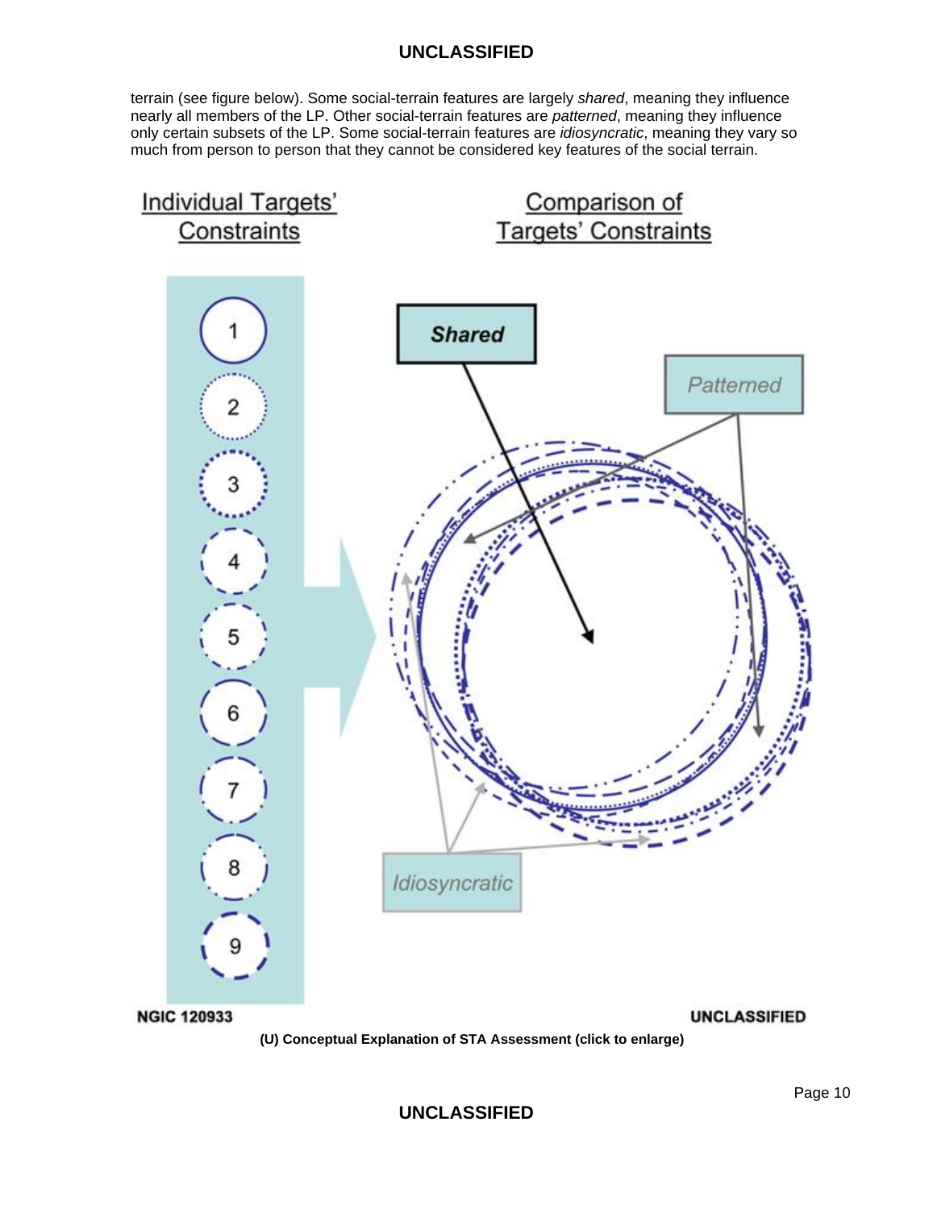terrain (see figure below). Some social-terrain features are largely *shared*, meaning they influence nearly all members of the LP. Other social-terrain features are *patterned*, meaning they influence only certain subsets of the LP. Some social-terrain features are *idiosyncratic*, meaning they vary so much from person to person that they cannot be considered key features of the social terrain.

**(U) Conceptual Explanation of STA Assessment (click to enlarge)**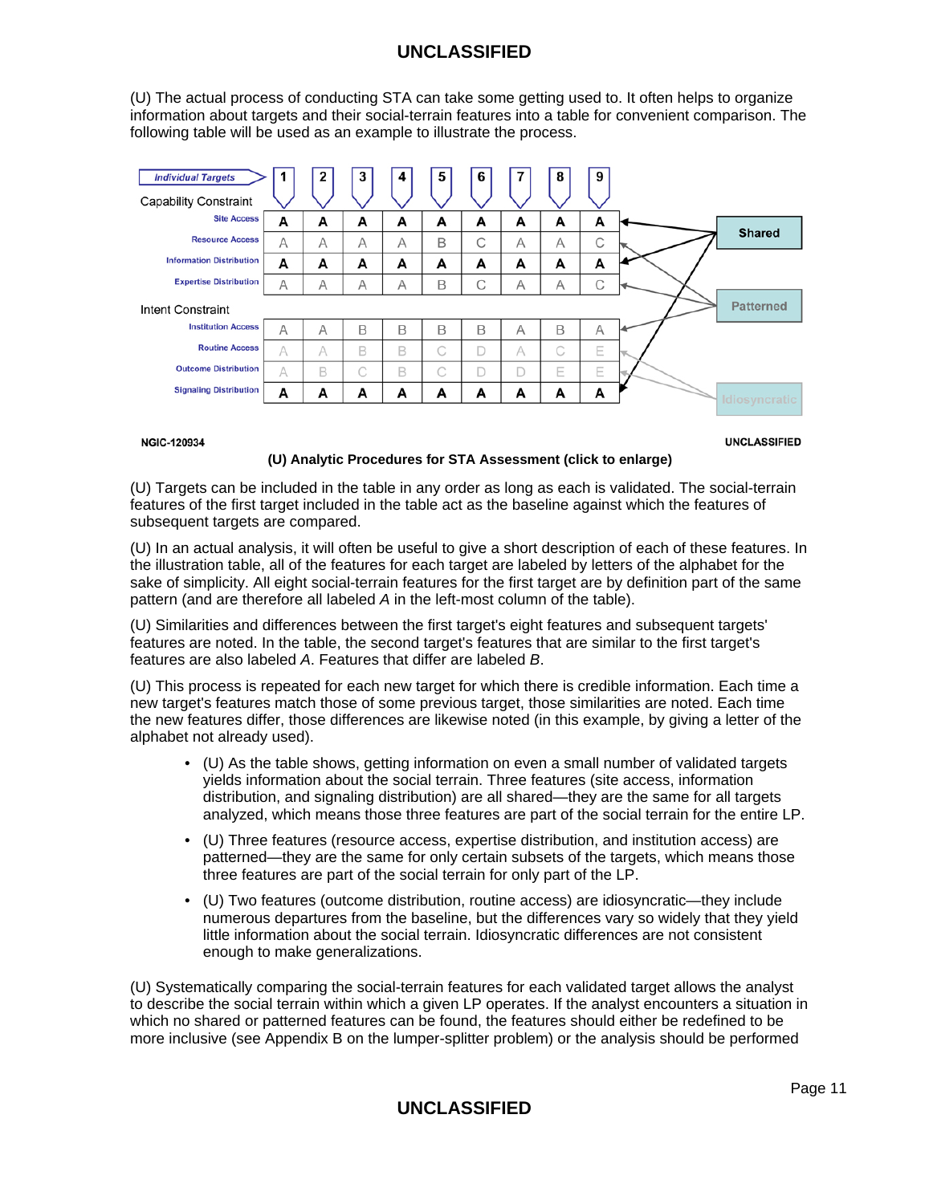(U) The actual process of conducting STA can take some getting used to. It often helps to organize information about targets and their social-terrain features into a table for convenient comparison. The following table will be used as an example to illustrate the process.

| Individual Targets | 1 | 2 | 3 | 4 | 5 | 6 | 7 | 8 | 9 |
|---|---|---|---|---|---|---|---|---|---|
| **Capability Constraint** | | | | | | | | | |
| Site Access | A | A | A | A | A | A | A | A | A |
| Resource Access | A | A | A | A | B | C | A | A | C |
| Information Distribution | A | A | A | A | A | A | A | A | A |
| Expertise Distribution | A | A | A | A | B | C | A | A | C |
| **Intent Constraint** | | | | | | | | | |
| Institution Access | A | A | B | B | B | B | A | B | A |
| Routine Access | A | A | B | B | C | D | A | C | E |
| Outcome Distribution | A | B | C | B | C | D | D | E | E |
| Signaling Distribution | A | A | A | A | A | A | A | A | A |

Shared: Site Access, Information Distribution, Signaling Distribution
Patterned: Resource Access, Expertise Distribution, Institution Access
Idiosyncratic: Routine Access, Outcome Distribution

NGIC-120934 UNCLASSIFIED

**(U) Analytic Procedures for STA Assessment (click to enlarge)**

(U) Targets can be included in the table in any order as long as each is validated. The social-terrain features of the first target included in the table act as the baseline against which the features of subsequent targets are compared.

(U) In an actual analysis, it will often be useful to give a short description of each of these features. In the illustration table, all of the features for each target are labeled by letters of the alphabet for the sake of simplicity. All eight social-terrain features for the first target are by definition part of the same pattern (and are therefore all labeled *A* in the left-most column of the table).

(U) Similarities and differences between the first target's eight features and subsequent targets' features are noted. In the table, the second target's features that are similar to the first target's features are also labeled *A*. Features that differ are labeled *B*.

(U) This process is repeated for each new target for which there is credible information. Each time a new target's features match those of some previous target, those similarities are noted. Each time the new features differ, those differences are likewise noted (in this example, by giving a letter of the alphabet not already used).

- (U) As the table shows, getting information on even a small number of validated targets yields information about the social terrain. Three features (site access, information distribution, and signaling distribution) are all shared—they are the same for all targets analyzed, which means those three features are part of the social terrain for the entire LP.
- (U) Three features (resource access, expertise distribution, and institution access) are patterned—they are the same for only certain subsets of the targets, which means those three features are part of the social terrain for only part of the LP.
- (U) Two features (outcome distribution, routine access) are idiosyncratic—they include numerous departures from the baseline, but the differences vary so widely that they yield little information about the social terrain. Idiosyncratic differences are not consistent enough to make generalizations.

(U) Systematically comparing the social-terrain features for each validated target allows the analyst to describe the social terrain within which a given LP operates. If the analyst encounters a situation in which no shared or patterned features can be found, the features should either be redefined to be more inclusive (see Appendix B on the lumper-splitter problem) or the analysis should be performed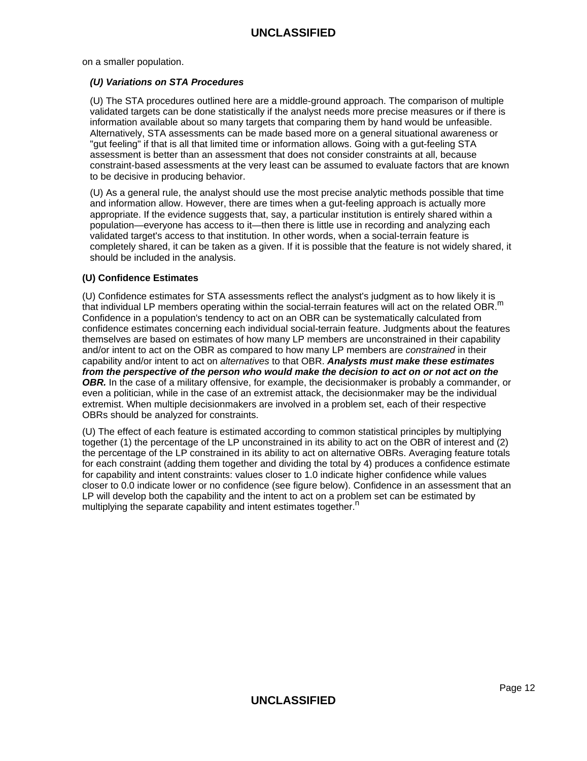on a smaller population.

### *(U) Variations on STA Procedures*

(U) The STA procedures outlined here are a middle-ground approach. The comparison of multiple validated targets can be done statistically if the analyst needs more precise measures or if there is information available about so many targets that comparing them by hand would be unfeasible. Alternatively, STA assessments can be made based more on a general situational awareness or "gut feeling" if that is all that limited time or information allows. Going with a gut-feeling STA assessment is better than an assessment that does not consider constraints at all, because constraint-based assessments at the very least can be assumed to evaluate factors that are known to be decisive in producing behavior.

(U) As a general rule, the analyst should use the most precise analytic methods possible that time and information allow. However, there are times when a gut-feeling approach is actually more appropriate. If the evidence suggests that, say, a particular institution is entirely shared within a population—everyone has access to it—then there is little use in recording and analyzing each validated target's access to that institution. In other words, when a social-terrain feature is completely shared, it can be taken as a given. If it is possible that the feature is not widely shared, it should be included in the analysis.

### (U) Confidence Estimates

(U) Confidence estimates for STA assessments reflect the analyst's judgment as to how likely it is that individual LP members operating within the social-terrain features will act on the related OBR.[m] Confidence in a population's tendency to act on an OBR can be systematically calculated from confidence estimates concerning each individual social-terrain feature. Judgments about the features themselves are based on estimates of how many LP members are unconstrained in their capability and/or intent to act on the OBR as compared to how many LP members are *constrained* in their capability and/or intent to act on *alternatives* to that OBR. ***Analysts must make these estimates from the perspective of the person who would make the decision to act on or not act on the OBR.*** In the case of a military offensive, for example, the decisionmaker is probably a commander, or even a politician, while in the case of an extremist attack, the decisionmaker may be the individual extremist. When multiple decisionmakers are involved in a problem set, each of their respective OBRs should be analyzed for constraints.

(U) The effect of each feature is estimated according to common statistical principles by multiplying together (1) the percentage of the LP unconstrained in its ability to act on the OBR of interest and (2) the percentage of the LP constrained in its ability to act on alternative OBRs. Averaging feature totals for each constraint (adding them together and dividing the total by 4) produces a confidence estimate for capability and intent constraints: values closer to 1.0 indicate higher confidence while values closer to 0.0 indicate lower or no confidence (see figure below). Confidence in an assessment that an LP will develop both the capability and the intent to act on a problem set can be estimated by multiplying the separate capability and intent estimates together.[n]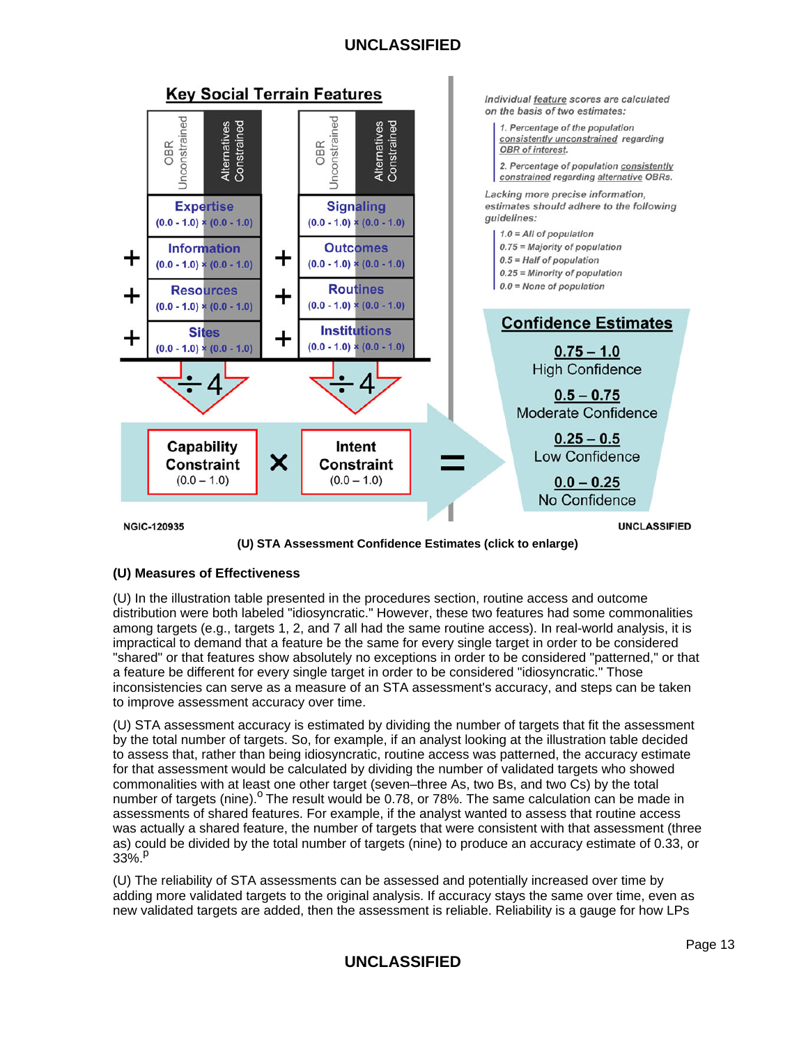## Key Social Terrain Features

| OBR Unconstrained × Alternatives Constrained | | OBR Unconstrained × Alternatives Constrained |
|---|---|---|
| Expertise (0.0 - 1.0) × (0.0 - 1.0) | | Signaling (0.0 - 1.0) × (0.0 - 1.0) |
| + Information (0.0 - 1.0) × (0.0 - 1.0) | | + Outcomes (0.0 - 1.0) × (0.0 - 1.0) |
| + Resources (0.0 - 1.0) × (0.0 - 1.0) | | + Routines (0.0 - 1.0) × (0.0 - 1.0) |
| + Sites (0.0 - 1.0) × (0.0 - 1.0) | | + Institutions (0.0 - 1.0) × (0.0 - 1.0) |
| ÷4 | | ÷4 |
| **Capability Constraint** (0.0 – 1.0) | × | **Intent Constraint** (0.0 – 1.0) |

=

*Individual feature scores are calculated on the basis of two estimates:*

1. *Percentage of the population consistently unconstrained regarding OBR of interest.*
2. *Percentage of population consistently constrained regarding alternative OBRs.*

*Lacking more precise information, estimates should adhere to the following guidelines:*

- *1.0 = All of population*
- *0.75 = Majority of population*
- *0.5 = Half of population*
- *0.25 = Minority of population*
- *0.0 = None of population*

**Confidence Estimates**

- **0.75 – 1.0** High Confidence
- **0.5 – 0.75** Moderate Confidence
- **0.25 – 0.5** Low Confidence
- **0.0 – 0.25** No Confidence

NGIC-120935

**(U) STA Assessment Confidence Estimates (click to enlarge)**

### (U) Measures of Effectiveness

(U) In the illustration table presented in the procedures section, routine access and outcome distribution were both labeled "idiosyncratic." However, these two features had some commonalities among targets (e.g., targets 1, 2, and 7 all had the same routine access). In real-world analysis, it is impractical to demand that a feature be the same for every single target in order to be considered "shared" or that features show absolutely no exceptions in order to be considered "patterned," or that a feature be different for every single target in order to be considered "idiosyncratic." Those inconsistencies can serve as a measure of an STA assessment's accuracy, and steps can be taken to improve assessment accuracy over time.

(U) STA assessment accuracy is estimated by dividing the number of targets that fit the assessment by the total number of targets. So, for example, if an analyst looking at the illustration table decided to assess that, rather than being idiosyncratic, routine access was patterned, the accuracy estimate for that assessment would be calculated by dividing the number of validated targets who showed commonalities with at least one other target (seven–three As, two Bs, and two Cs) by the total number of targets (nine).[o] The result would be 0.78, or 78%. The same calculation can be made in assessments of shared features. For example, if the analyst wanted to assess that routine access was actually a shared feature, the number of targets that were consistent with that assessment (three as) could be divided by the total number of targets (nine) to produce an accuracy estimate of 0.33, or 33%.[p]

(U) The reliability of STA assessments can be assessed and potentially increased over time by adding more validated targets to the original analysis. If accuracy stays the same over time, even as new validated targets are added, then the assessment is reliable. Reliability is a gauge for how LPs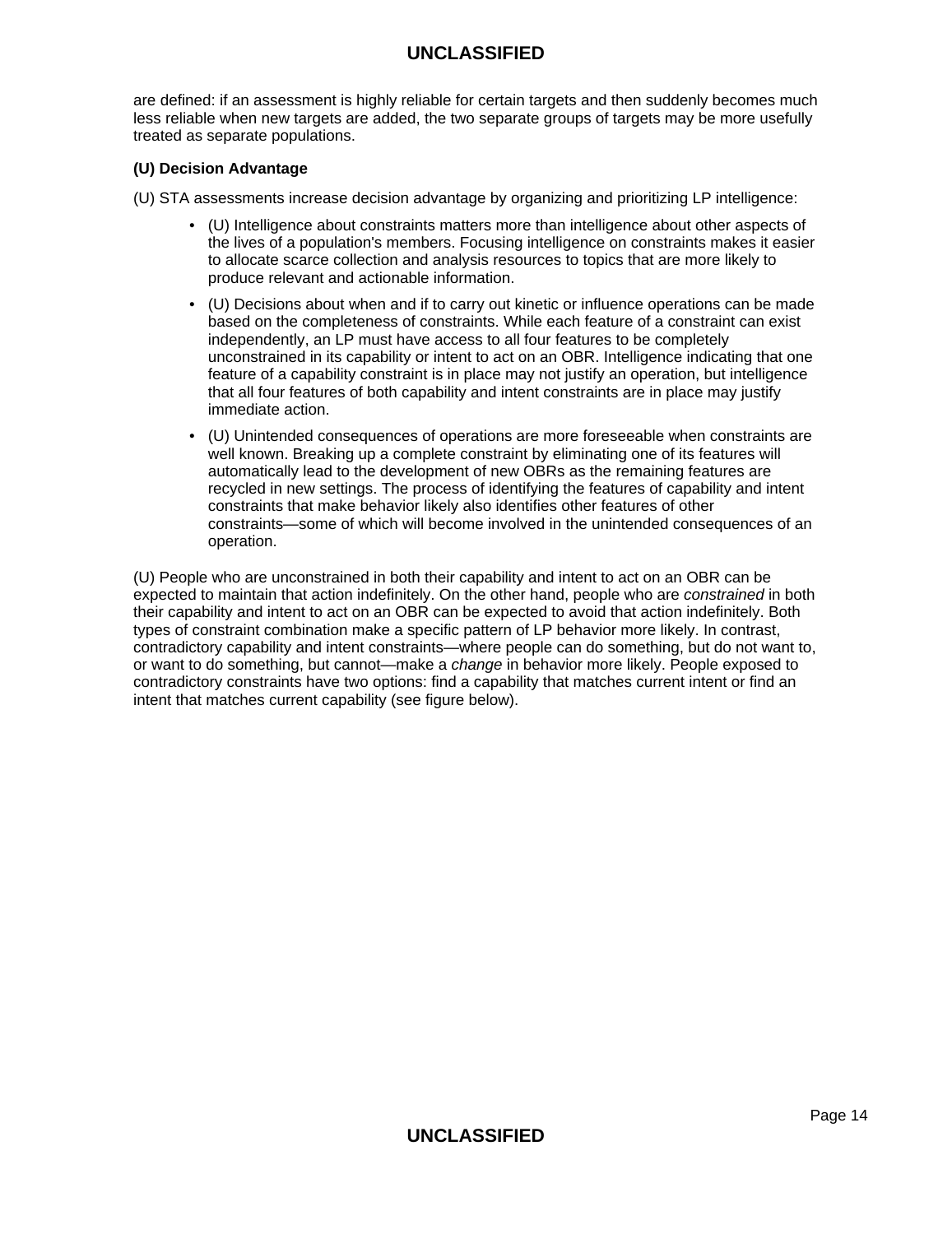are defined: if an assessment is highly reliable for certain targets and then suddenly becomes much less reliable when new targets are added, the two separate groups of targets may be more usefully treated as separate populations.

**(U) Decision Advantage**

(U) STA assessments increase decision advantage by organizing and prioritizing LP intelligence:

- (U) Intelligence about constraints matters more than intelligence about other aspects of the lives of a population's members. Focusing intelligence on constraints makes it easier to allocate scarce collection and analysis resources to topics that are more likely to produce relevant and actionable information.
- (U) Decisions about when and if to carry out kinetic or influence operations can be made based on the completeness of constraints. While each feature of a constraint can exist independently, an LP must have access to all four features to be completely unconstrained in its capability or intent to act on an OBR. Intelligence indicating that one feature of a capability constraint is in place may not justify an operation, but intelligence that all four features of both capability and intent constraints are in place may justify immediate action.
- (U) Unintended consequences of operations are more foreseeable when constraints are well known. Breaking up a complete constraint by eliminating one of its features will automatically lead to the development of new OBRs as the remaining features are recycled in new settings. The process of identifying the features of capability and intent constraints that make behavior likely also identifies other features of other constraints—some of which will become involved in the unintended consequences of an operation.

(U) People who are unconstrained in both their capability and intent to act on an OBR can be expected to maintain that action indefinitely. On the other hand, people who are *constrained* in both their capability and intent to act on an OBR can be expected to avoid that action indefinitely. Both types of constraint combination make a specific pattern of LP behavior more likely. In contrast, contradictory capability and intent constraints—where people can do something, but do not want to, or want to do something, but cannot—make a *change* in behavior more likely. People exposed to contradictory constraints have two options: find a capability that matches current intent or find an intent that matches current capability (see figure below).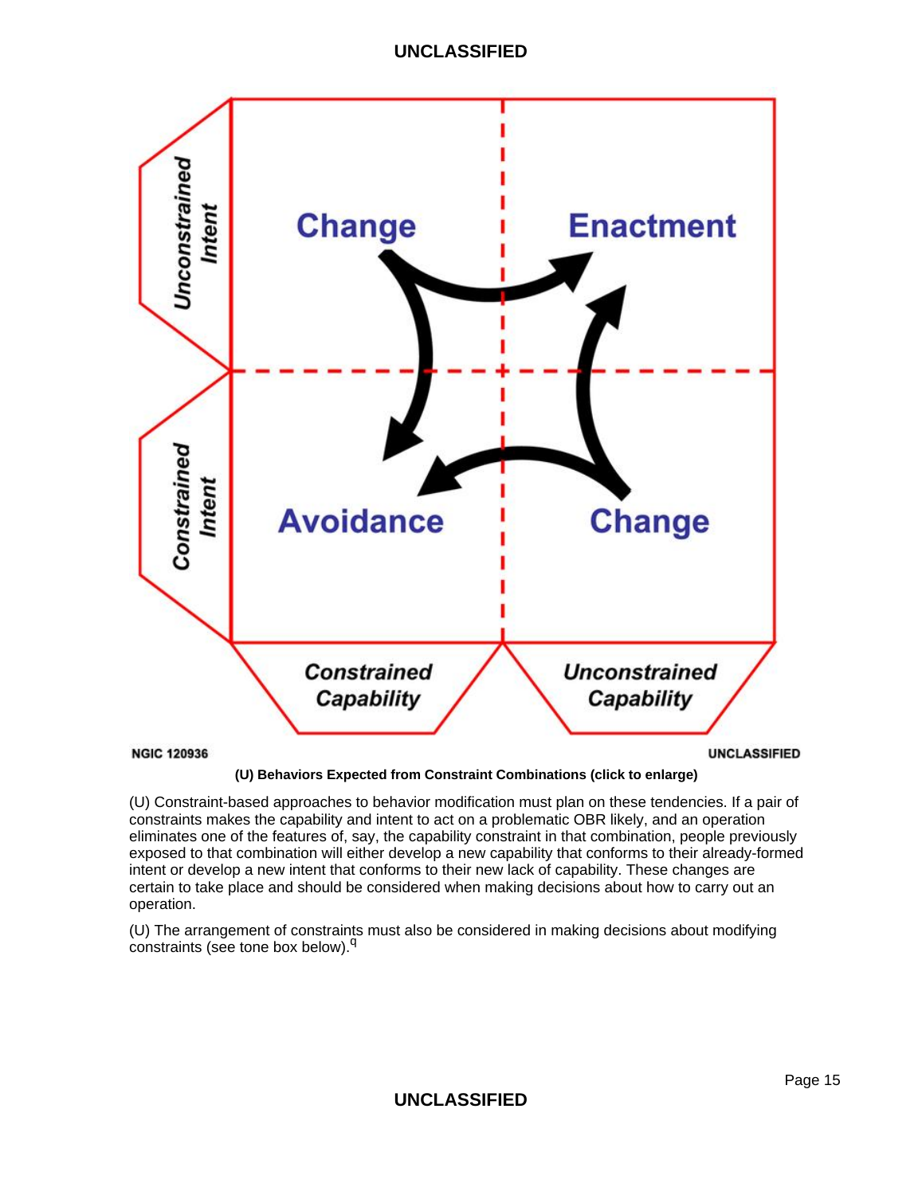|  | Constrained Capability | Unconstrained Capability |
|---|---|---|
| **Unconstrained Intent** | Change | Enactment |
| **Constrained Intent** | Avoidance | Change |

NGIC 120936

UNCLASSIFIED

**(U) Behaviors Expected from Constraint Combinations (click to enlarge)**

(U) Constraint-based approaches to behavior modification must plan on these tendencies. If a pair of constraints makes the capability and intent to act on a problematic OBR likely, and an operation eliminates one of the features of, say, the capability constraint in that combination, people previously exposed to that combination will either develop a new capability that conforms to their already-formed intent or develop a new intent that conforms to their new lack of capability. These changes are certain to take place and should be considered when making decisions about how to carry out an operation.

(U) The arrangement of constraints must also be considered in making decisions about modifying constraints (see tone box below).[q]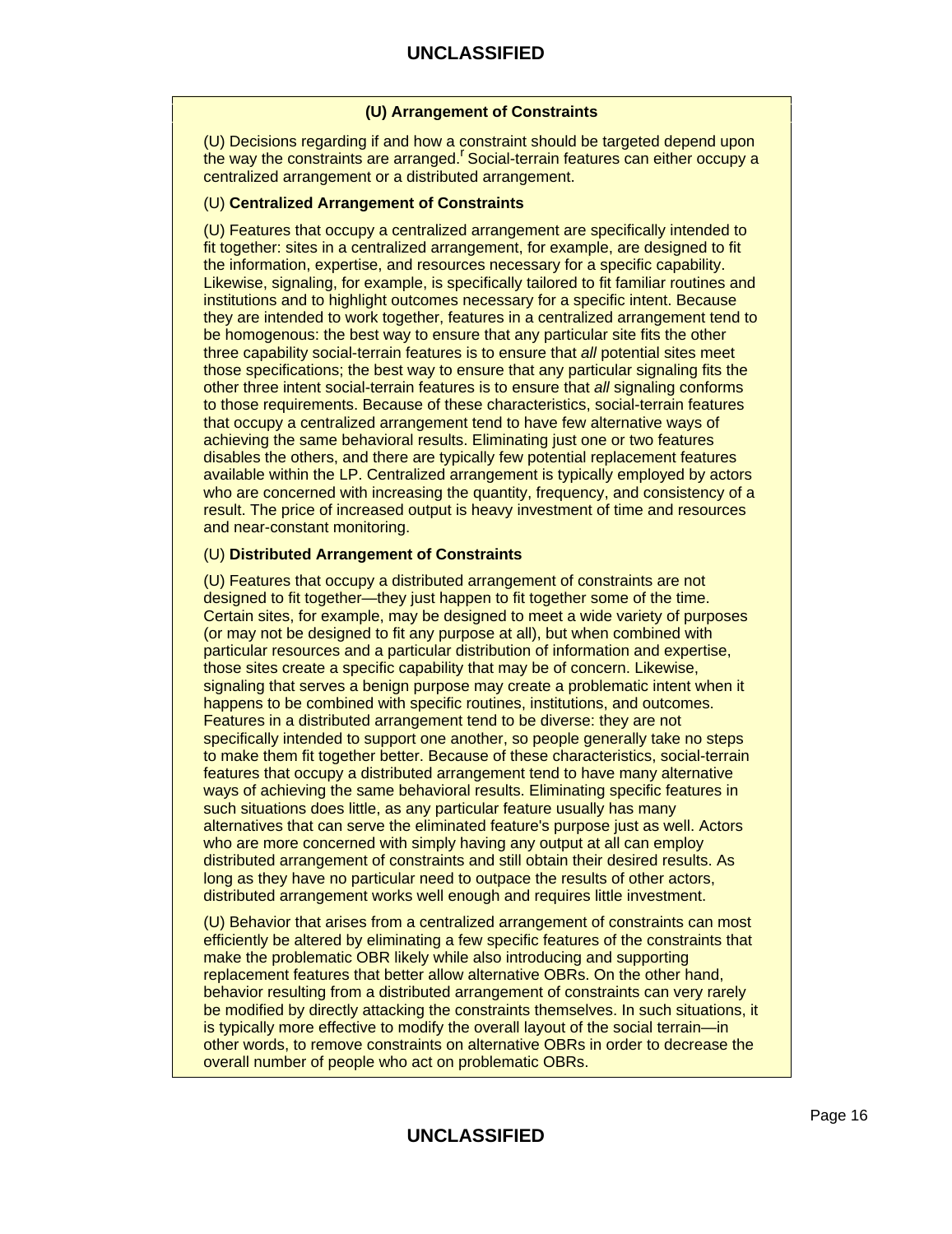**(U) Arrangement of Constraints**

(U) Decisions regarding if and how a constraint should be targeted depend upon the way the constraints are arranged.[r] Social-terrain features can either occupy a centralized arrangement or a distributed arrangement.

(U) **Centralized Arrangement of Constraints**

(U) Features that occupy a centralized arrangement are specifically intended to fit together: sites in a centralized arrangement, for example, are designed to fit the information, expertise, and resources necessary for a specific capability. Likewise, signaling, for example, is specifically tailored to fit familiar routines and institutions and to highlight outcomes necessary for a specific intent. Because they are intended to work together, features in a centralized arrangement tend to be homogenous: the best way to ensure that any particular site fits the other three capability social-terrain features is to ensure that *all* potential sites meet those specifications; the best way to ensure that any particular signaling fits the other three intent social-terrain features is to ensure that *all* signaling conforms to those requirements. Because of these characteristics, social-terrain features that occupy a centralized arrangement tend to have few alternative ways of achieving the same behavioral results. Eliminating just one or two features disables the others, and there are typically few potential replacement features available within the LP. Centralized arrangement is typically employed by actors who are concerned with increasing the quantity, frequency, and consistency of a result. The price of increased output is heavy investment of time and resources and near-constant monitoring.

(U) **Distributed Arrangement of Constraints**

(U) Features that occupy a distributed arrangement of constraints are not designed to fit together—they just happen to fit together some of the time. Certain sites, for example, may be designed to meet a wide variety of purposes (or may not be designed to fit any purpose at all), but when combined with particular resources and a particular distribution of information and expertise, those sites create a specific capability that may be of concern. Likewise, signaling that serves a benign purpose may create a problematic intent when it happens to be combined with specific routines, institutions, and outcomes. Features in a distributed arrangement tend to be diverse: they are not specifically intended to support one another, so people generally take no steps to make them fit together better. Because of these characteristics, social-terrain features that occupy a distributed arrangement tend to have many alternative ways of achieving the same behavioral results. Eliminating specific features in such situations does little, as any particular feature usually has many alternatives that can serve the eliminated feature's purpose just as well. Actors who are more concerned with simply having any output at all can employ distributed arrangement of constraints and still obtain their desired results. As long as they have no particular need to outpace the results of other actors, distributed arrangement works well enough and requires little investment.

(U) Behavior that arises from a centralized arrangement of constraints can most efficiently be altered by eliminating a few specific features of the constraints that make the problematic OBR likely while also introducing and supporting replacement features that better allow alternative OBRs. On the other hand, behavior resulting from a distributed arrangement of constraints can very rarely be modified by directly attacking the constraints themselves. In such situations, it is typically more effective to modify the overall layout of the social terrain—in other words, to remove constraints on alternative OBRs in order to decrease the overall number of people who act on problematic OBRs.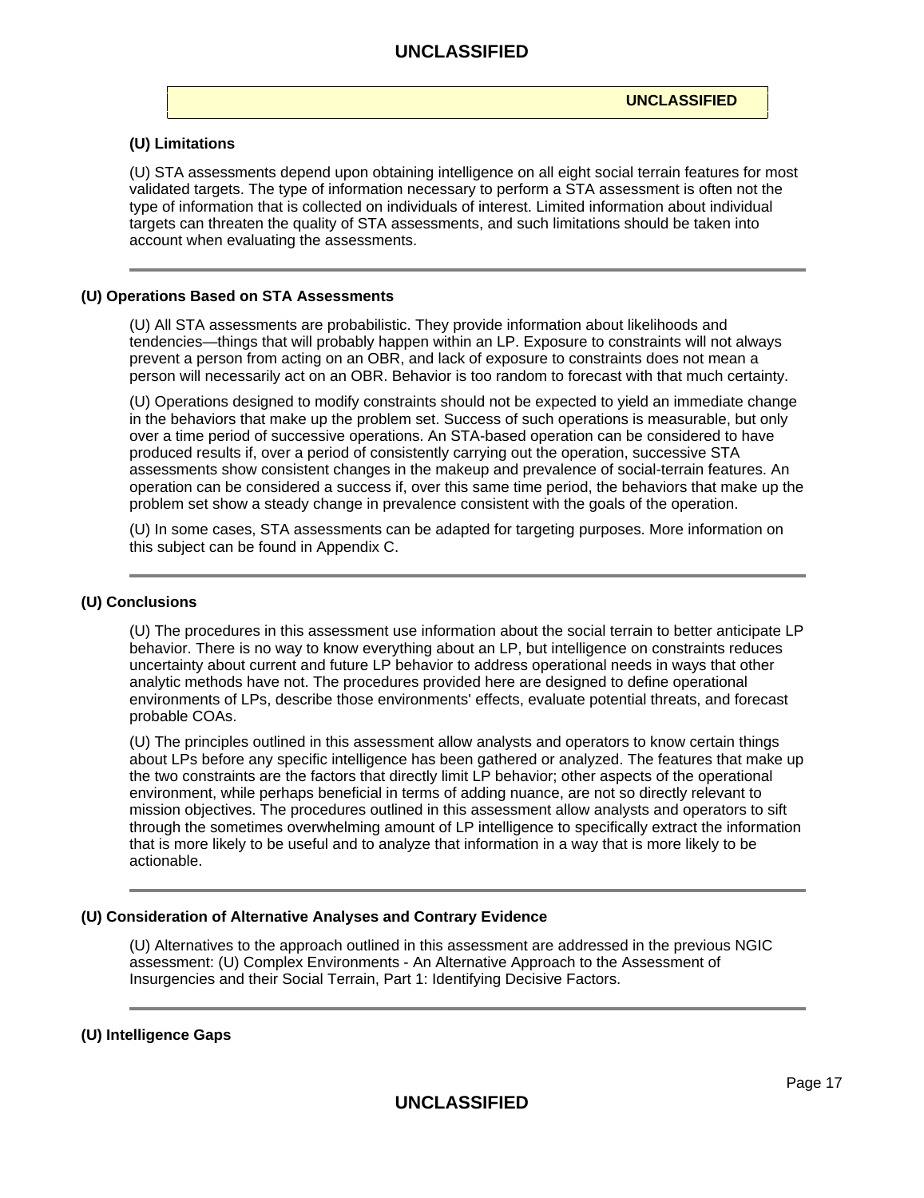UNCLASSIFIED

### (U) Limitations

(U) STA assessments depend upon obtaining intelligence on all eight social terrain features for most validated targets. The type of information necessary to perform a STA assessment is often not the type of information that is collected on individuals of interest. Limited information about individual targets can threaten the quality of STA assessments, and such limitations should be taken into account when evaluating the assessments.

---

## (U) Operations Based on STA Assessments

(U) All STA assessments are probabilistic. They provide information about likelihoods and tendencies—things that will probably happen within an LP. Exposure to constraints will not always prevent a person from acting on an OBR, and lack of exposure to constraints does not mean a person will necessarily act on an OBR. Behavior is too random to forecast with that much certainty.

(U) Operations designed to modify constraints should not be expected to yield an immediate change in the behaviors that make up the problem set. Success of such operations is measurable, but only over a time period of successive operations. An STA-based operation can be considered to have produced results if, over a period of consistently carrying out the operation, successive STA assessments show consistent changes in the makeup and prevalence of social-terrain features. An operation can be considered a success if, over this same time period, the behaviors that make up the problem set show a steady change in prevalence consistent with the goals of the operation.

(U) In some cases, STA assessments can be adapted for targeting purposes. More information on this subject can be found in Appendix C.

---

## (U) Conclusions

(U) The procedures in this assessment use information about the social terrain to better anticipate LP behavior. There is no way to know everything about an LP, but intelligence on constraints reduces uncertainty about current and future LP behavior to address operational needs in ways that other analytic methods have not. The procedures provided here are designed to define operational environments of LPs, describe those environments' effects, evaluate potential threats, and forecast probable COAs.

(U) The principles outlined in this assessment allow analysts and operators to know certain things about LPs before any specific intelligence has been gathered or analyzed. The features that make up the two constraints are the factors that directly limit LP behavior; other aspects of the operational environment, while perhaps beneficial in terms of adding nuance, are not so directly relevant to mission objectives. The procedures outlined in this assessment allow analysts and operators to sift through the sometimes overwhelming amount of LP intelligence to specifically extract the information that is more likely to be useful and to analyze that information in a way that is more likely to be actionable.

---

## (U) Consideration of Alternative Analyses and Contrary Evidence

(U) Alternatives to the approach outlined in this assessment are addressed in the previous NGIC assessment: (U) Complex Environments - An Alternative Approach to the Assessment of Insurgencies and their Social Terrain, Part 1: Identifying Decisive Factors.

---

## (U) Intelligence Gaps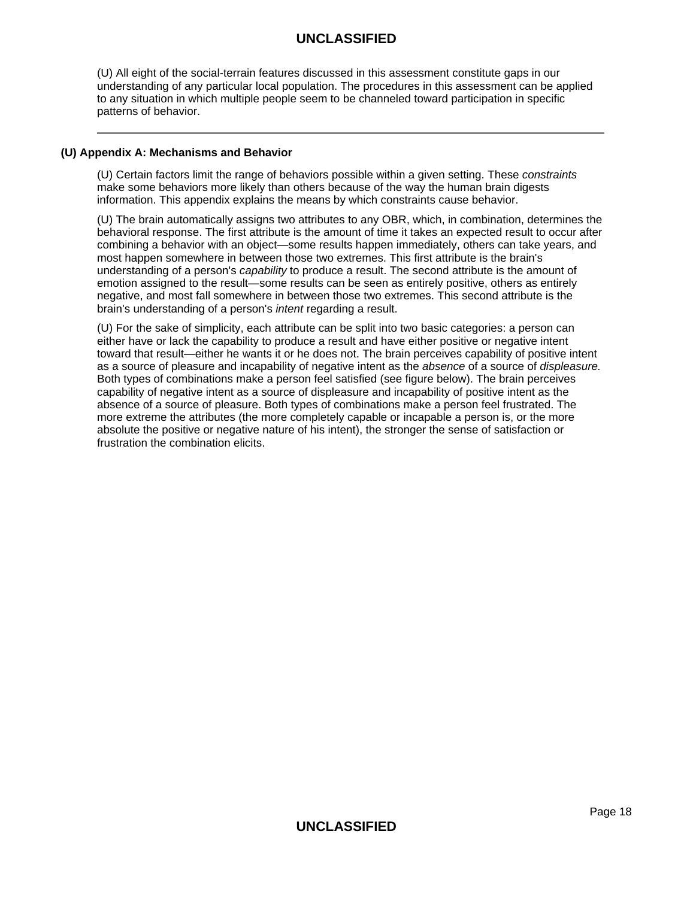(U) All eight of the social-terrain features discussed in this assessment constitute gaps in our understanding of any particular local population. The procedures in this assessment can be applied to any situation in which multiple people seem to be channeled toward participation in specific patterns of behavior.

---

## (U) Appendix A: Mechanisms and Behavior

(U) Certain factors limit the range of behaviors possible within a given setting. These *constraints* make some behaviors more likely than others because of the way the human brain digests information. This appendix explains the means by which constraints cause behavior.

(U) The brain automatically assigns two attributes to any OBR, which, in combination, determines the behavioral response. The first attribute is the amount of time it takes an expected result to occur after combining a behavior with an object—some results happen immediately, others can take years, and most happen somewhere in between those two extremes. This first attribute is the brain's understanding of a person's *capability* to produce a result. The second attribute is the amount of emotion assigned to the result—some results can be seen as entirely positive, others as entirely negative, and most fall somewhere in between those two extremes. This second attribute is the brain's understanding of a person's *intent* regarding a result.

(U) For the sake of simplicity, each attribute can be split into two basic categories: a person can either have or lack the capability to produce a result and have either positive or negative intent toward that result—either he wants it or he does not. The brain perceives capability of positive intent as a source of pleasure and incapability of negative intent as the *absence* of a source of *displeasure.* Both types of combinations make a person feel satisfied (see figure below). The brain perceives capability of negative intent as a source of displeasure and incapability of positive intent as the absence of a source of pleasure. Both types of combinations make a person feel frustrated. The more extreme the attributes (the more completely capable or incapable a person is, or the more absolute the positive or negative nature of his intent), the stronger the sense of satisfaction or frustration the combination elicits.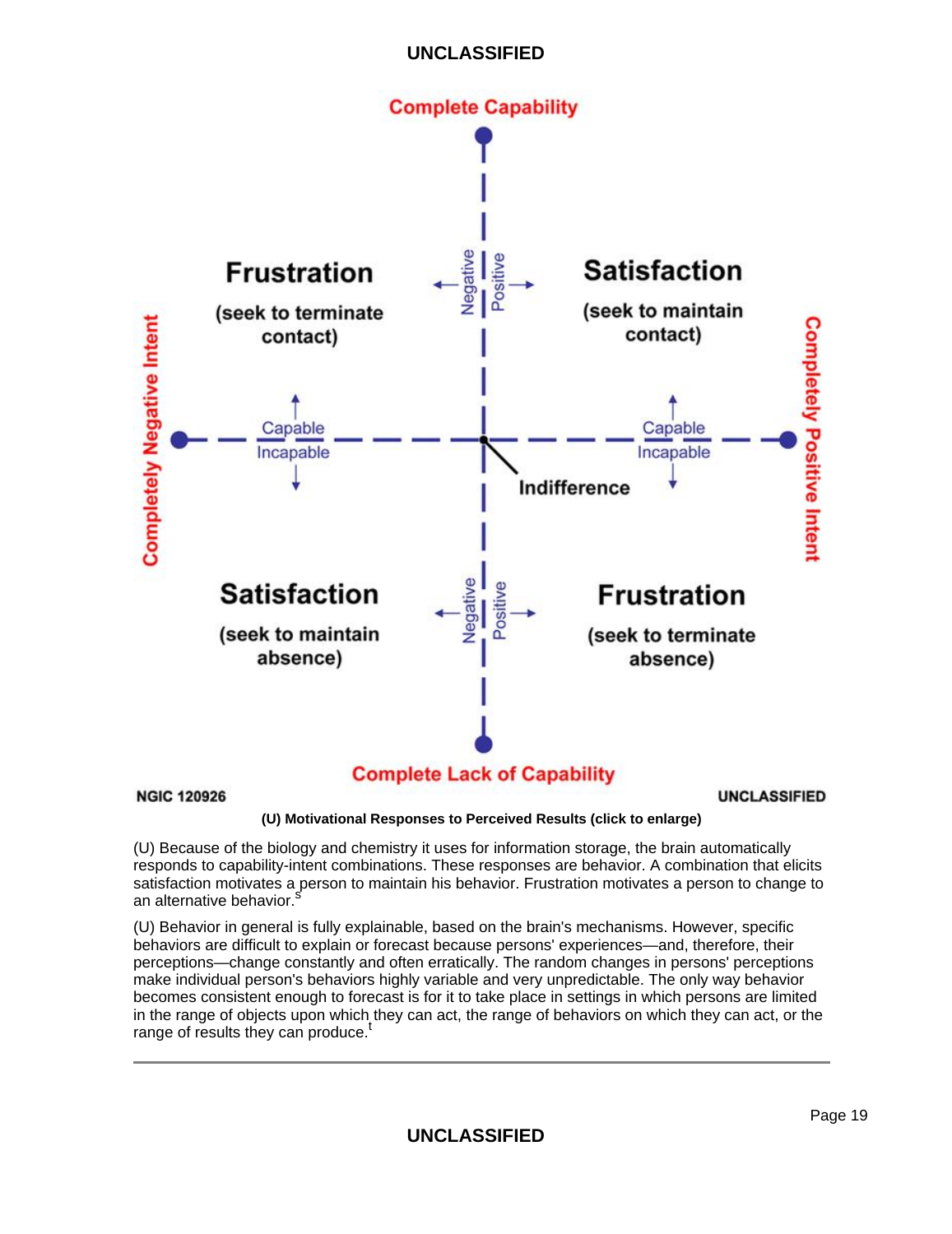**(U) Motivational Responses to Perceived Results (click to enlarge)**

(U) Because of the biology and chemistry it uses for information storage, the brain automatically responds to capability-intent combinations. These responses are behavior. A combination that elicits satisfaction motivates a person to maintain his behavior. Frustration motivates a person to change to an alternative behavior.[s]

(U) Behavior in general is fully explainable, based on the brain's mechanisms. However, specific behaviors are difficult to explain or forecast because persons' experiences—and, therefore, their perceptions—change constantly and often erratically. The random changes in persons' perceptions make individual person's behaviors highly variable and very unpredictable. The only way behavior becomes consistent enough to forecast is for it to take place in settings in which persons are limited in the range of objects upon which they can act, the range of behaviors on which they can act, or the range of results they can produce.[t]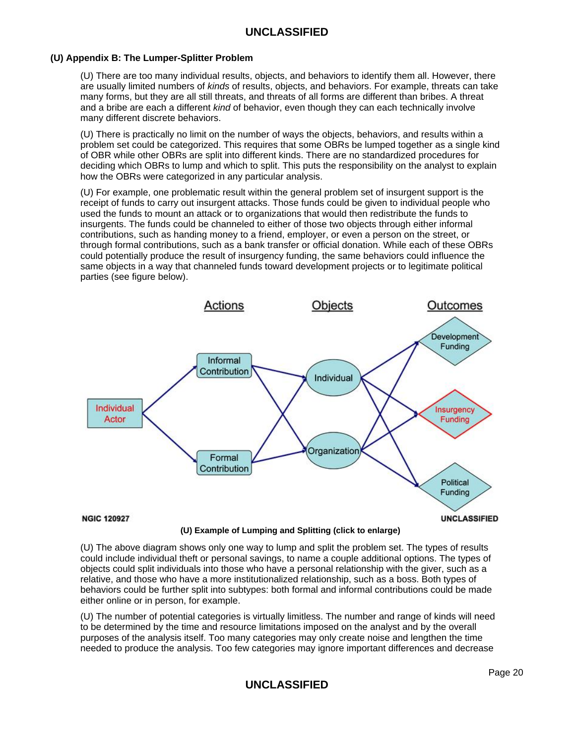### (U) Appendix B: The Lumper-Splitter Problem

(U) There are too many individual results, objects, and behaviors to identify them all. However, there are usually limited numbers of *kinds* of results, objects, and behaviors. For example, threats can take many forms, but they are all still threats, and threats of all forms are different than bribes. A threat and a bribe are each a different *kind* of behavior, even though they can each technically involve many different discrete behaviors.

(U) There is practically no limit on the number of ways the objects, behaviors, and results within a problem set could be categorized. This requires that some OBRs be lumped together as a single kind of OBR while other OBRs are split into different kinds. There are no standardized procedures for deciding which OBRs to lump and which to split. This puts the responsibility on the analyst to explain how the OBRs were categorized in any particular analysis.

(U) For example, one problematic result within the general problem set of insurgent support is the receipt of funds to carry out insurgent attacks. Those funds could be given to individual people who used the funds to mount an attack or to organizations that would then redistribute the funds to insurgents. The funds could be channeled to either of those two objects through either informal contributions, such as handing money to a friend, employer, or even a person on the street, or through formal contributions, such as a bank transfer or official donation. While each of these OBRs could potentially produce the result of insurgency funding, the same behaviors could influence the same objects in a way that channeled funds toward development projects or to legitimate political parties (see figure below).

Actions | Objects | Outcomes

Individual Actor → Informal Contribution / Formal Contribution → Individual / Organization → Development Funding / Insurgency Funding / Political Funding

NGIC 120927 UNCLASSIFIED

**(U) Example of Lumping and Splitting (click to enlarge)**

(U) The above diagram shows only one way to lump and split the problem set. The types of results could include individual theft or personal savings, to name a couple additional options. The types of objects could split individuals into those who have a personal relationship with the giver, such as a relative, and those who have a more institutionalized relationship, such as a boss. Both types of behaviors could be further split into subtypes: both formal and informal contributions could be made either online or in person, for example.

(U) The number of potential categories is virtually limitless. The number and range of kinds will need to be determined by the time and resource limitations imposed on the analyst and by the overall purposes of the analysis itself. Too many categories may only create noise and lengthen the time needed to produce the analysis. Too few categories may ignore important differences and decrease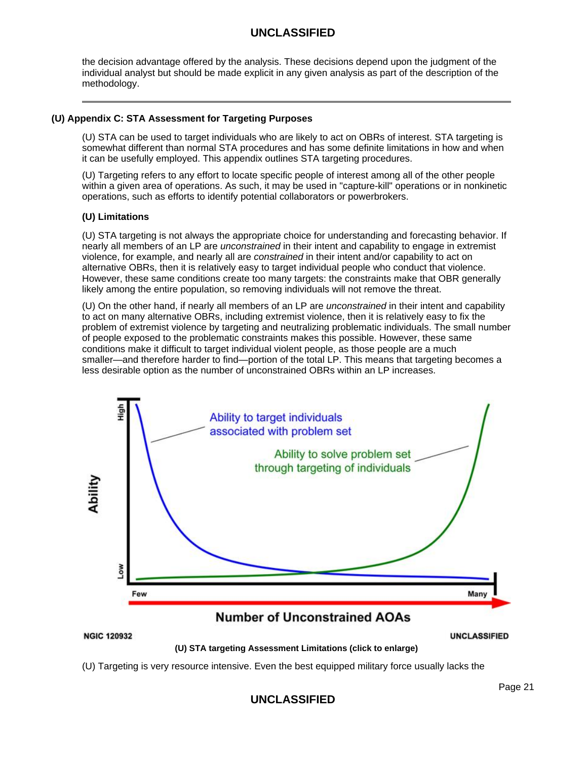the decision advantage offered by the analysis. These decisions depend upon the judgment of the individual analyst but should be made explicit in any given analysis as part of the description of the methodology.

---

## (U) Appendix C: STA Assessment for Targeting Purposes

(U) STA can be used to target individuals who are likely to act on OBRs of interest. STA targeting is somewhat different than normal STA procedures and has some definite limitations in how and when it can be usefully employed. This appendix outlines STA targeting procedures.

(U) Targeting refers to any effort to locate specific people of interest among all of the other people within a given area of operations. As such, it may be used in "capture-kill" operations or in nonkinetic operations, such as efforts to identify potential collaborators or powerbrokers.

### (U) Limitations

(U) STA targeting is not always the appropriate choice for understanding and forecasting behavior. If nearly all members of an LP are *unconstrained* in their intent and capability to engage in extremist violence, for example, and nearly all are *constrained* in their intent and/or capability to act on alternative OBRs, then it is relatively easy to target individual people who conduct that violence. However, these same conditions create too many targets: the constraints make that OBR generally likely among the entire population, so removing individuals will not remove the threat.

(U) On the other hand, if nearly all members of an LP are *unconstrained* in their intent and capability to act on many alternative OBRs, including extremist violence, then it is relatively easy to fix the problem of extremist violence by targeting and neutralizing problematic individuals. The small number of people exposed to the problematic constraints makes this possible. However, these same conditions make it difficult to target individual violent people, as those people are a much smaller—and therefore harder to find—portion of the total LP. This means that targeting becomes a less desirable option as the number of unconstrained OBRs within an LP increases.

**(U) STA targeting Assessment Limitations (click to enlarge)**

(U) Targeting is very resource intensive. Even the best equipped military force usually lacks the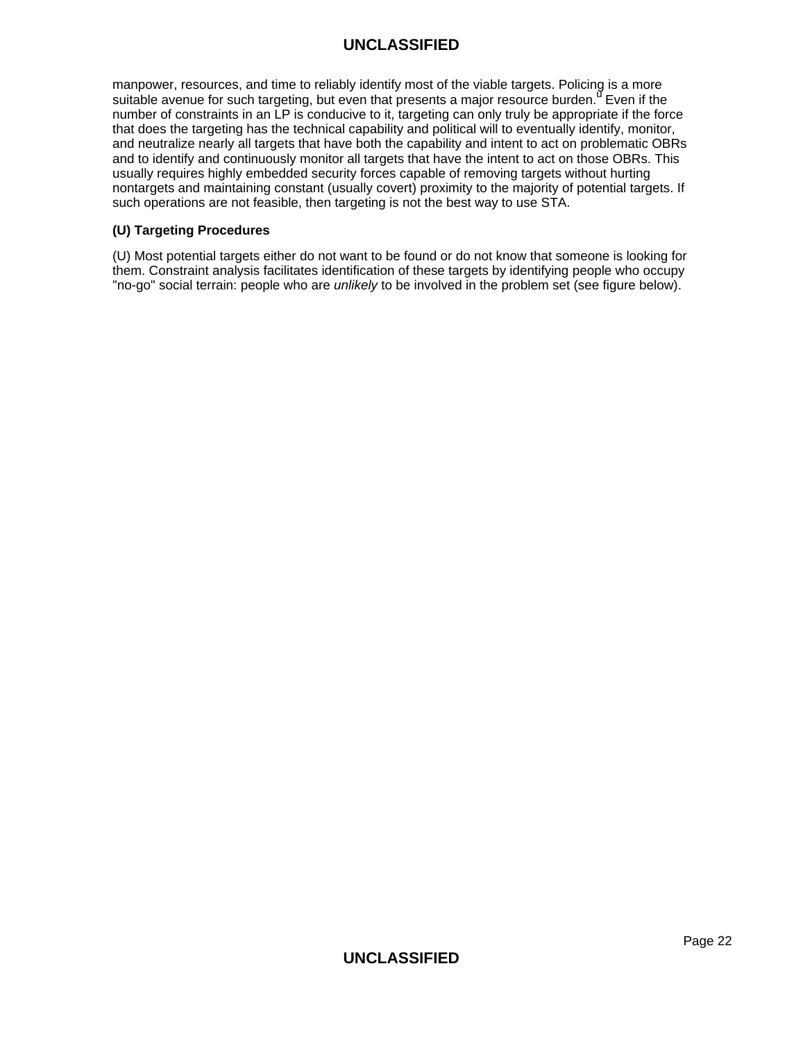manpower, resources, and time to reliably identify most of the viable targets. Policing is a more suitable avenue for such targeting, but even that presents a major resource burden.[u] Even if the number of constraints in an LP is conducive to it, targeting can only truly be appropriate if the force that does the targeting has the technical capability and political will to eventually identify, monitor, and neutralize nearly all targets that have both the capability and intent to act on problematic OBRs and to identify and continuously monitor all targets that have the intent to act on those OBRs. This usually requires highly embedded security forces capable of removing targets without hurting nontargets and maintaining constant (usually covert) proximity to the majority of potential targets. If such operations are not feasible, then targeting is not the best way to use STA.

**(U) Targeting Procedures**

(U) Most potential targets either do not want to be found or do not know that someone is looking for them. Constraint analysis facilitates identification of these targets by identifying people who occupy "no-go" social terrain: people who are *unlikely* to be involved in the problem set (see figure below).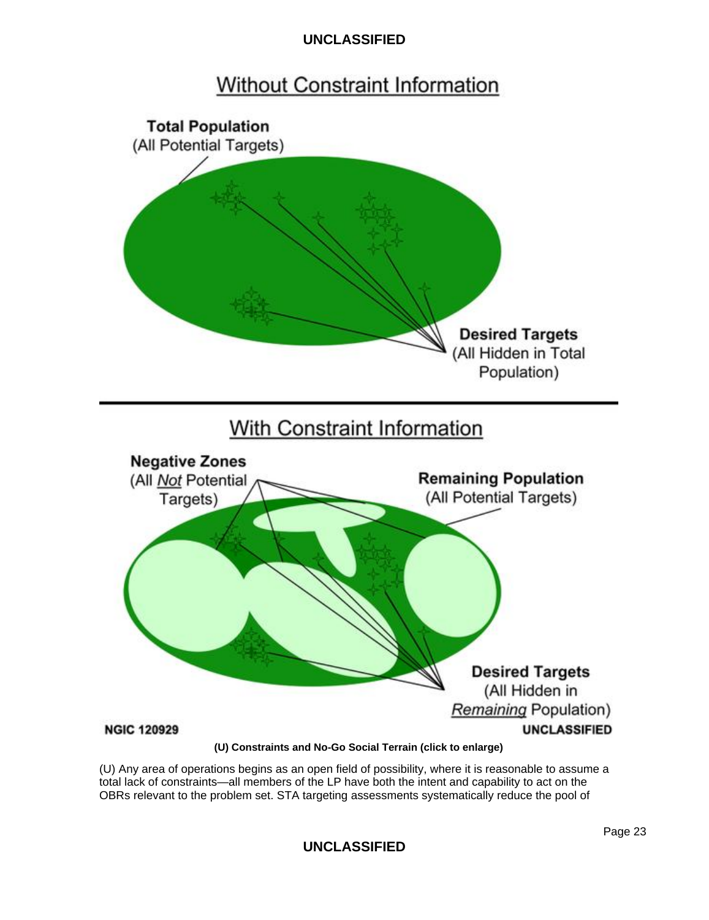Without Constraint Information

**Total Population**
(All Potential Targets)

**Desired Targets**
(All Hidden in Total Population)

With Constraint Information

**Negative Zones**
(All *Not* Potential Targets)

**Remaining Population**
(All Potential Targets)

**Desired Targets**
(All Hidden in *Remaining* Population)

NGIC 120929 UNCLASSIFIED

**(U) Constraints and No-Go Social Terrain (click to enlarge)**

(U) Any area of operations begins as an open field of possibility, where it is reasonable to assume a total lack of constraints—all members of the LP have both the intent and capability to act on the OBRs relevant to the problem set. STA targeting assessments systematically reduce the pool of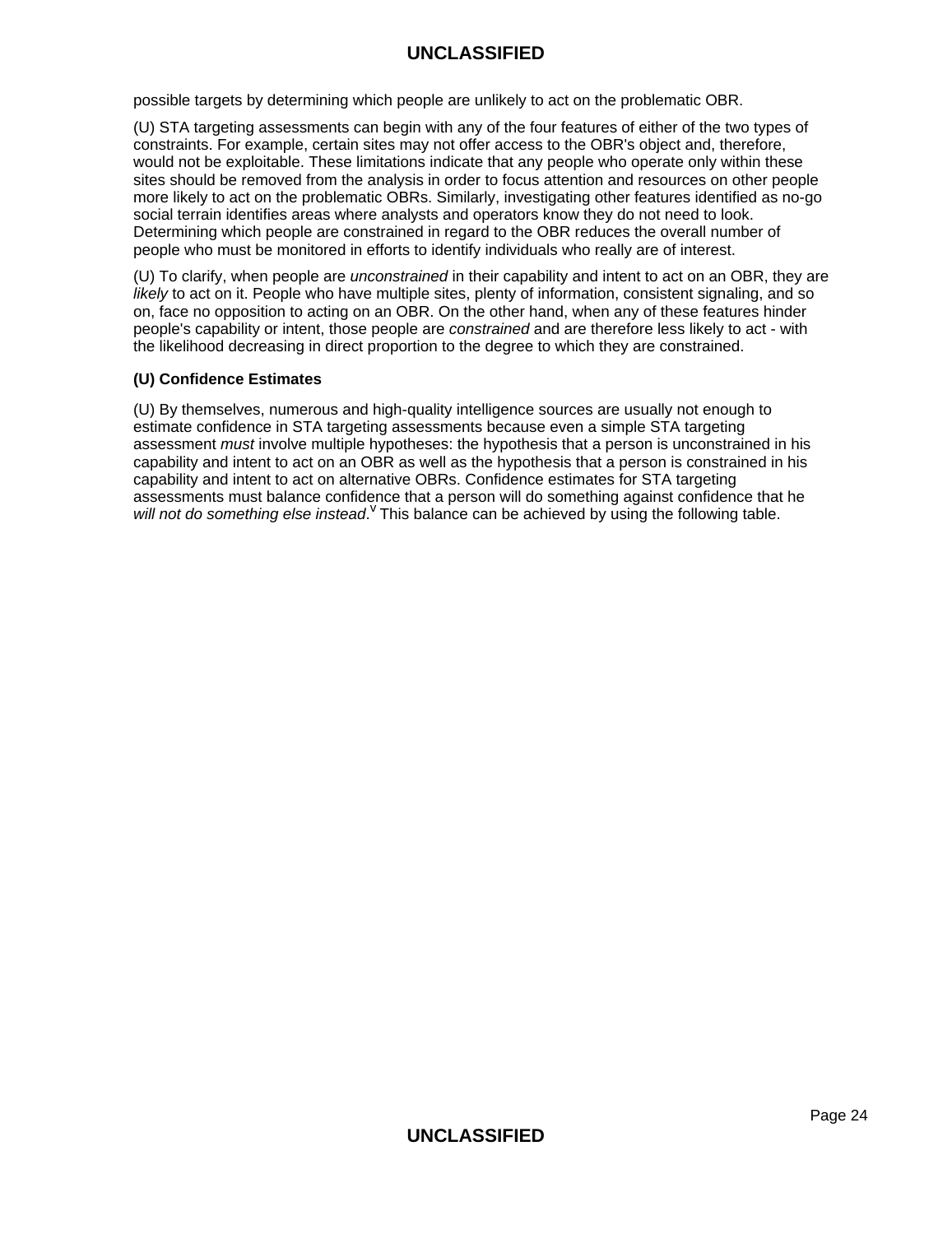possible targets by determining which people are unlikely to act on the problematic OBR.

(U) STA targeting assessments can begin with any of the four features of either of the two types of constraints. For example, certain sites may not offer access to the OBR's object and, therefore, would not be exploitable. These limitations indicate that any people who operate only within these sites should be removed from the analysis in order to focus attention and resources on other people more likely to act on the problematic OBRs. Similarly, investigating other features identified as no-go social terrain identifies areas where analysts and operators know they do not need to look. Determining which people are constrained in regard to the OBR reduces the overall number of people who must be monitored in efforts to identify individuals who really are of interest.

(U) To clarify, when people are *unconstrained* in their capability and intent to act on an OBR, they are *likely* to act on it. People who have multiple sites, plenty of information, consistent signaling, and so on, face no opposition to acting on an OBR. On the other hand, when any of these features hinder people's capability or intent, those people are *constrained* and are therefore less likely to act - with the likelihood decreasing in direct proportion to the degree to which they are constrained.

**(U) Confidence Estimates**

(U) By themselves, numerous and high-quality intelligence sources are usually not enough to estimate confidence in STA targeting assessments because even a simple STA targeting assessment *must* involve multiple hypotheses: the hypothesis that a person is unconstrained in his capability and intent to act on an OBR as well as the hypothesis that a person is constrained in his capability and intent to act on alternative OBRs. Confidence estimates for STA targeting assessments must balance confidence that a person will do something against confidence that he *will not do something else instead*.[v] This balance can be achieved by using the following table.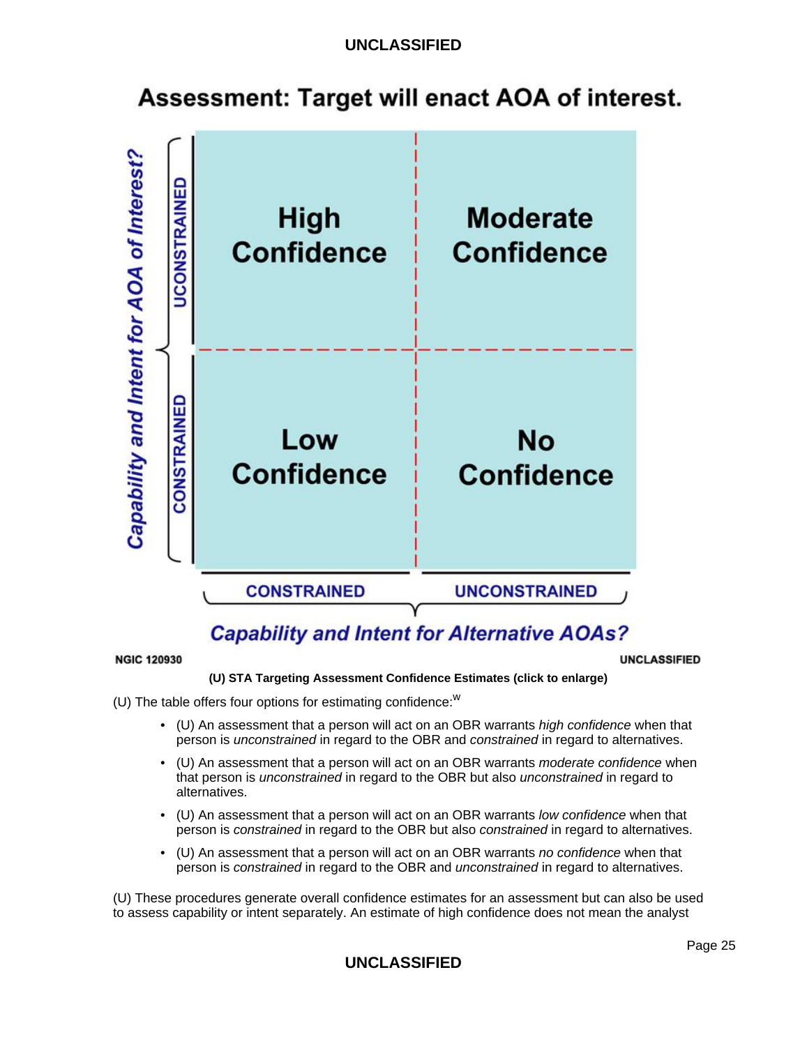## Assessment: Target will enact AOA of interest.

| Capability and Intent for AOA of Interest? | Capability and Intent for Alternative AOAs? — CONSTRAINED | Capability and Intent for Alternative AOAs? — UNCONSTRAINED |
|---|---|---|
| UNCONSTRAINED | High Confidence | Moderate Confidence |
| CONSTRAINED | Low Confidence | No Confidence |

NGIC 120930 UNCLASSIFIED

**(U) STA Targeting Assessment Confidence Estimates (click to enlarge)**

(U) The table offers four options for estimating confidence:[w]

- (U) An assessment that a person will act on an OBR warrants *high confidence* when that person is *unconstrained* in regard to the OBR and *constrained* in regard to alternatives.
- (U) An assessment that a person will act on an OBR warrants *moderate confidence* when that person is *unconstrained* in regard to the OBR but also *unconstrained* in regard to alternatives.
- (U) An assessment that a person will act on an OBR warrants *low confidence* when that person is *constrained* in regard to the OBR but also *constrained* in regard to alternatives.
- (U) An assessment that a person will act on an OBR warrants *no confidence* when that person is *constrained* in regard to the OBR and *unconstrained* in regard to alternatives.

(U) These procedures generate overall confidence estimates for an assessment but can also be used to assess capability or intent separately. An estimate of high confidence does not mean the analyst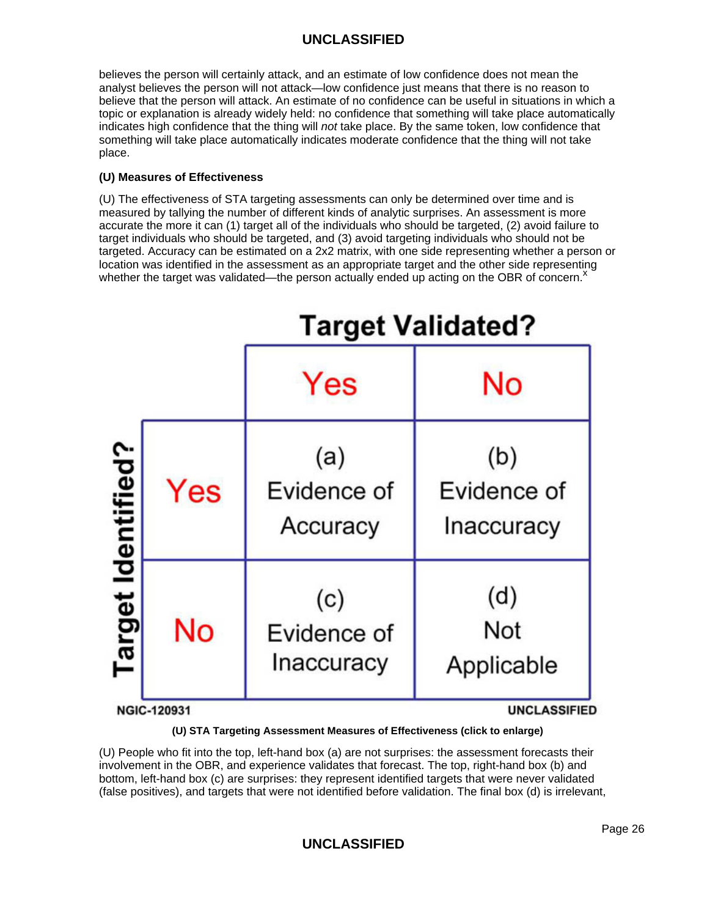believes the person will certainly attack, and an estimate of low confidence does not mean the analyst believes the person will not attack—low confidence just means that there is no reason to believe that the person will attack. An estimate of no confidence can be useful in situations in which a topic or explanation is already widely held: no confidence that something will take place automatically indicates high confidence that the thing will *not* take place. By the same token, low confidence that something will take place automatically indicates moderate confidence that the thing will not take place.

**(U) Measures of Effectiveness**

(U) The effectiveness of STA targeting assessments can only be determined over time and is measured by tallying the number of different kinds of analytic surprises. An assessment is more accurate the more it can (1) target all of the individuals who should be targeted, (2) avoid failure to target individuals who should be targeted, and (3) avoid targeting individuals who should not be targeted. Accuracy can be estimated on a 2x2 matrix, with one side representing whether a person or location was identified in the assessment as an appropriate target and the other side representing whether the target was validated—the person actually ended up acting on the OBR of concern.[x]

| Target Identified? | Target Validated? Yes | Target Validated? No |
|---|---|---|
| Yes | (a) Evidence of Accuracy | (b) Evidence of Inaccuracy |
| No | (c) Evidence of Inaccuracy | (d) Not Applicable |

NGIC-120931 UNCLASSIFIED

**(U) STA Targeting Assessment Measures of Effectiveness (click to enlarge)**

(U) People who fit into the top, left-hand box (a) are not surprises: the assessment forecasts their involvement in the OBR, and experience validates that forecast. The top, right-hand box (b) and bottom, left-hand box (c) are surprises: they represent identified targets that were never validated (false positives), and targets that were not identified before validation. The final box (d) is irrelevant,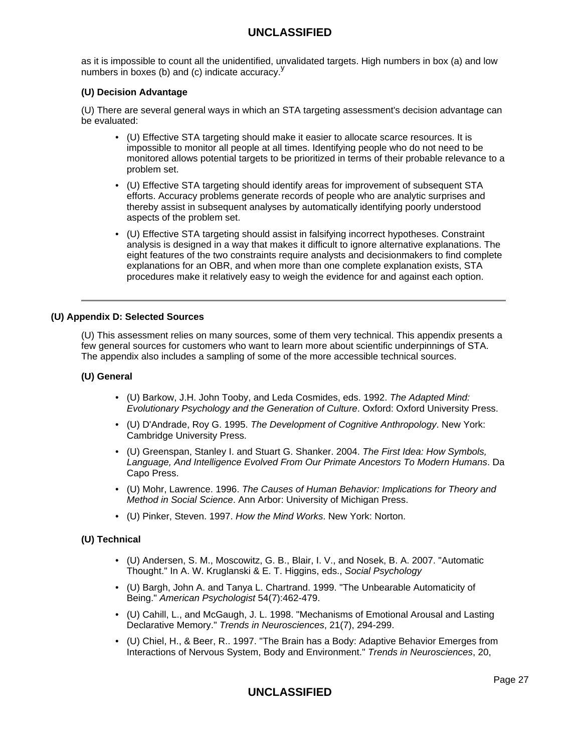as it is impossible to count all the unidentified, unvalidated targets. High numbers in box (a) and low numbers in boxes (b) and (c) indicate accuracy.[y]

**(U) Decision Advantage**

(U) There are several general ways in which an STA targeting assessment's decision advantage can be evaluated:

- (U) Effective STA targeting should make it easier to allocate scarce resources. It is impossible to monitor all people at all times. Identifying people who do not need to be monitored allows potential targets to be prioritized in terms of their probable relevance to a problem set.
- (U) Effective STA targeting should identify areas for improvement of subsequent STA efforts. Accuracy problems generate records of people who are analytic surprises and thereby assist in subsequent analyses by automatically identifying poorly understood aspects of the problem set.
- (U) Effective STA targeting should assist in falsifying incorrect hypotheses. Constraint analysis is designed in a way that makes it difficult to ignore alternative explanations. The eight features of the two constraints require analysts and decisionmakers to find complete explanations for an OBR, and when more than one complete explanation exists, STA procedures make it relatively easy to weigh the evidence for and against each option.

---

## (U) Appendix D: Selected Sources

(U) This assessment relies on many sources, some of them very technical. This appendix presents a few general sources for customers who want to learn more about scientific underpinnings of STA. The appendix also includes a sampling of some of the more accessible technical sources.

### (U) General

- (U) Barkow, J.H. John Tooby, and Leda Cosmides, eds. 1992. *The Adapted Mind: Evolutionary Psychology and the Generation of Culture*. Oxford: Oxford University Press.
- (U) D'Andrade, Roy G. 1995. *The Development of Cognitive Anthropology*. New York: Cambridge University Press.
- (U) Greenspan, Stanley I. and Stuart G. Shanker. 2004. *The First Idea: How Symbols, Language, And Intelligence Evolved From Our Primate Ancestors To Modern Humans*. Da Capo Press.
- (U) Mohr, Lawrence. 1996. *The Causes of Human Behavior: Implications for Theory and Method in Social Science*. Ann Arbor: University of Michigan Press.
- (U) Pinker, Steven. 1997. *How the Mind Works*. New York: Norton.

### (U) Technical

- (U) Andersen, S. M., Moscowitz, G. B., Blair, I. V., and Nosek, B. A. 2007. "Automatic Thought." In A. W. Kruglanski & E. T. Higgins, eds., *Social Psychology*
- (U) Bargh, John A. and Tanya L. Chartrand. 1999. "The Unbearable Automaticity of Being." *American Psychologist* 54(7):462-479.
- (U) Cahill, L., and McGaugh, J. L. 1998. "Mechanisms of Emotional Arousal and Lasting Declarative Memory." *Trends in Neurosciences*, 21(7), 294-299.
- (U) Chiel, H., & Beer, R.. 1997. "The Brain has a Body: Adaptive Behavior Emerges from Interactions of Nervous System, Body and Environment." *Trends in Neurosciences*, 20,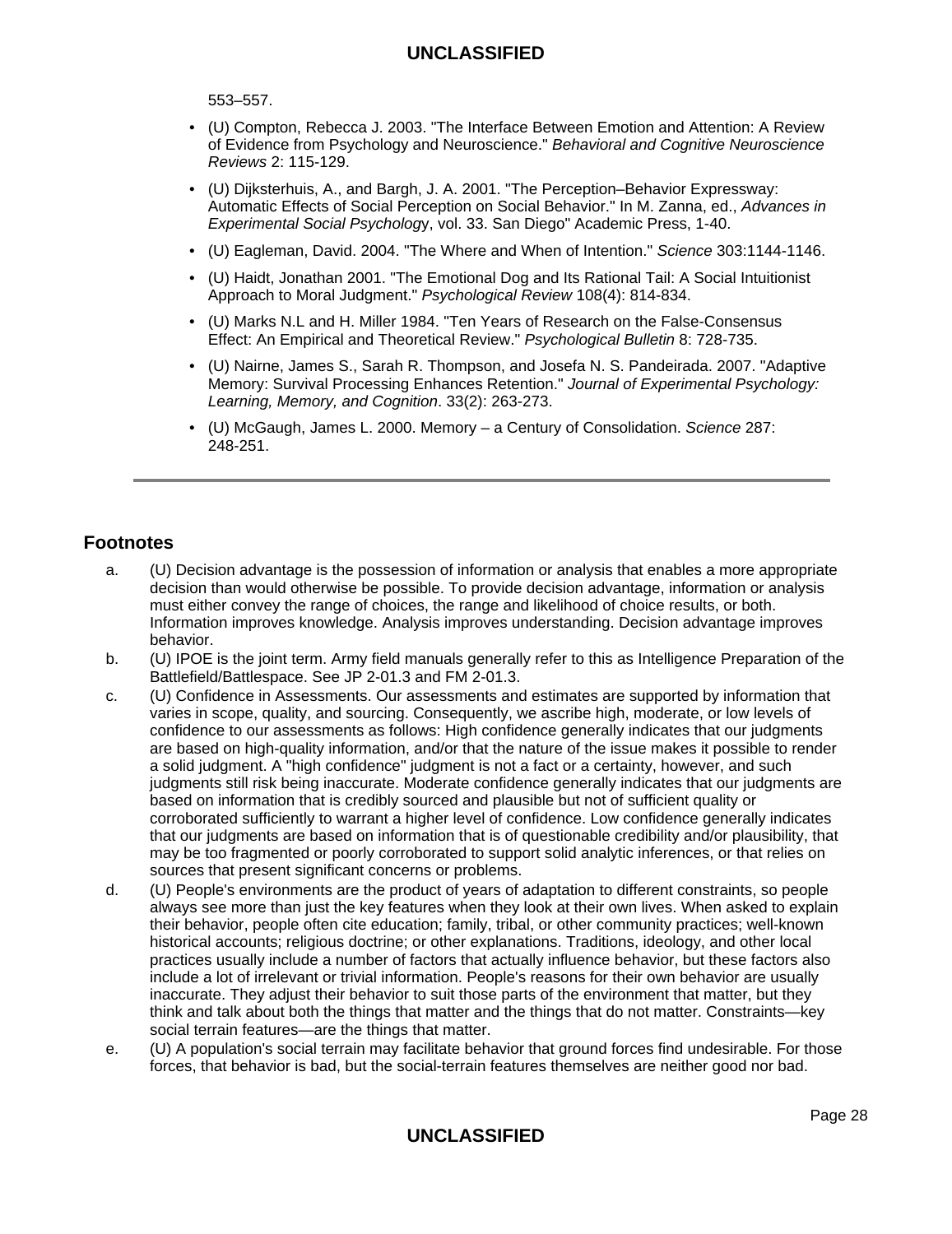553–557.

- (U) Compton, Rebecca J. 2003. "The Interface Between Emotion and Attention: A Review of Evidence from Psychology and Neuroscience." *Behavioral and Cognitive Neuroscience Reviews* 2: 115-129.
- (U) Dijksterhuis, A., and Bargh, J. A. 2001. "The Perception–Behavior Expressway: Automatic Effects of Social Perception on Social Behavior." In M. Zanna, ed., *Advances in Experimental Social Psycholog*y, vol. 33. San Diego" Academic Press, 1-40.
- (U) Eagleman, David. 2004. "The Where and When of Intention." *Science* 303:1144-1146.
- (U) Haidt, Jonathan 2001. "The Emotional Dog and Its Rational Tail: A Social Intuitionist Approach to Moral Judgment." *Psychological Review* 108(4): 814-834.
- (U) Marks N.L and H. Miller 1984. "Ten Years of Research on the False-Consensus Effect: An Empirical and Theoretical Review." *Psychological Bulletin* 8: 728-735.
- (U) Nairne, James S., Sarah R. Thompson, and Josefa N. S. Pandeirada. 2007. "Adaptive Memory: Survival Processing Enhances Retention." *Journal of Experimental Psychology: Learning, Memory, and Cognition*. 33(2): 263-273.
- (U) McGaugh, James L. 2000. Memory – a Century of Consolidation. *Science* 287: 248-251.

---

## Footnotes

a. (U) Decision advantage is the possession of information or analysis that enables a more appropriate decision than would otherwise be possible. To provide decision advantage, information or analysis must either convey the range of choices, the range and likelihood of choice results, or both. Information improves knowledge. Analysis improves understanding. Decision advantage improves behavior.

b. (U) IPOE is the joint term. Army field manuals generally refer to this as Intelligence Preparation of the Battlefield/Battlespace. See JP 2-01.3 and FM 2-01.3.

c. (U) Confidence in Assessments. Our assessments and estimates are supported by information that varies in scope, quality, and sourcing. Consequently, we ascribe high, moderate, or low levels of confidence to our assessments as follows: High confidence generally indicates that our judgments are based on high-quality information, and/or that the nature of the issue makes it possible to render a solid judgment. A "high confidence" judgment is not a fact or a certainty, however, and such judgments still risk being inaccurate. Moderate confidence generally indicates that our judgments are based on information that is credibly sourced and plausible but not of sufficient quality or corroborated sufficiently to warrant a higher level of confidence. Low confidence generally indicates that our judgments are based on information that is of questionable credibility and/or plausibility, that may be too fragmented or poorly corroborated to support solid analytic inferences, or that relies on sources that present significant concerns or problems.

d. (U) People's environments are the product of years of adaptation to different constraints, so people always see more than just the key features when they look at their own lives. When asked to explain their behavior, people often cite education; family, tribal, or other community practices; well-known historical accounts; religious doctrine; or other explanations. Traditions, ideology, and other local practices usually include a number of factors that actually influence behavior, but these factors also include a lot of irrelevant or trivial information. People's reasons for their own behavior are usually inaccurate. They adjust their behavior to suit those parts of the environment that matter, but they think and talk about both the things that matter and the things that do not matter. Constraints—key social terrain features—are the things that matter.

e. (U) A population's social terrain may facilitate behavior that ground forces find undesirable. For those forces, that behavior is bad, but the social-terrain features themselves are neither good nor bad.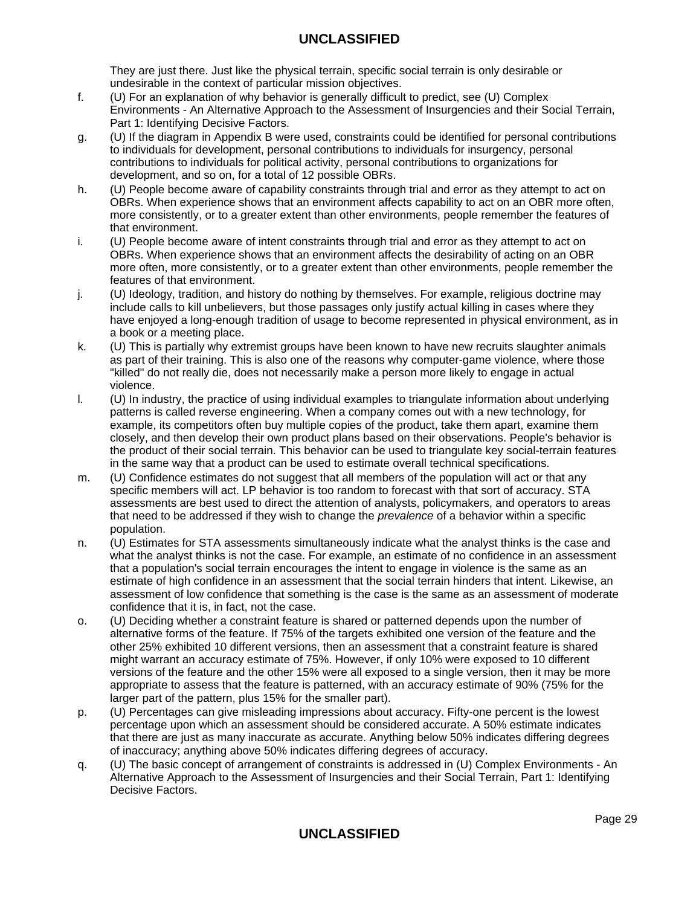They are just there. Just like the physical terrain, specific social terrain is only desirable or undesirable in the context of particular mission objectives.

f. (U) For an explanation of why behavior is generally difficult to predict, see (U) Complex Environments - An Alternative Approach to the Assessment of Insurgencies and their Social Terrain, Part 1: Identifying Decisive Factors.

g. (U) If the diagram in Appendix B were used, constraints could be identified for personal contributions to individuals for development, personal contributions to individuals for insurgency, personal contributions to individuals for political activity, personal contributions to organizations for development, and so on, for a total of 12 possible OBRs.

h. (U) People become aware of capability constraints through trial and error as they attempt to act on OBRs. When experience shows that an environment affects capability to act on an OBR more often, more consistently, or to a greater extent than other environments, people remember the features of that environment.

i. (U) People become aware of intent constraints through trial and error as they attempt to act on OBRs. When experience shows that an environment affects the desirability of acting on an OBR more often, more consistently, or to a greater extent than other environments, people remember the features of that environment.

j. (U) Ideology, tradition, and history do nothing by themselves. For example, religious doctrine may include calls to kill unbelievers, but those passages only justify actual killing in cases where they have enjoyed a long-enough tradition of usage to become represented in physical environment, as in a book or a meeting place.

k. (U) This is partially why extremist groups have been known to have new recruits slaughter animals as part of their training. This is also one of the reasons why computer-game violence, where those "killed" do not really die, does not necessarily make a person more likely to engage in actual violence.

l. (U) In industry, the practice of using individual examples to triangulate information about underlying patterns is called reverse engineering. When a company comes out with a new technology, for example, its competitors often buy multiple copies of the product, take them apart, examine them closely, and then develop their own product plans based on their observations. People's behavior is the product of their social terrain. This behavior can be used to triangulate key social-terrain features in the same way that a product can be used to estimate overall technical specifications.

m. (U) Confidence estimates do not suggest that all members of the population will act or that any specific members will act. LP behavior is too random to forecast with that sort of accuracy. STA assessments are best used to direct the attention of analysts, policymakers, and operators to areas that need to be addressed if they wish to change the *prevalence* of a behavior within a specific population.

n. (U) Estimates for STA assessments simultaneously indicate what the analyst thinks is the case and what the analyst thinks is not the case. For example, an estimate of no confidence in an assessment that a population's social terrain encourages the intent to engage in violence is the same as an estimate of high confidence in an assessment that the social terrain hinders that intent. Likewise, an assessment of low confidence that something is the case is the same as an assessment of moderate confidence that it is, in fact, not the case.

o. (U) Deciding whether a constraint feature is shared or patterned depends upon the number of alternative forms of the feature. If 75% of the targets exhibited one version of the feature and the other 25% exhibited 10 different versions, then an assessment that a constraint feature is shared might warrant an accuracy estimate of 75%. However, if only 10% were exposed to 10 different versions of the feature and the other 15% were all exposed to a single version, then it may be more appropriate to assess that the feature is patterned, with an accuracy estimate of 90% (75% for the larger part of the pattern, plus 15% for the smaller part).

p. (U) Percentages can give misleading impressions about accuracy. Fifty-one percent is the lowest percentage upon which an assessment should be considered accurate. A 50% estimate indicates that there are just as many inaccurate as accurate. Anything below 50% indicates differing degrees of inaccuracy; anything above 50% indicates differing degrees of accuracy.

q. (U) The basic concept of arrangement of constraints is addressed in (U) Complex Environments - An Alternative Approach to the Assessment of Insurgencies and their Social Terrain, Part 1: Identifying Decisive Factors.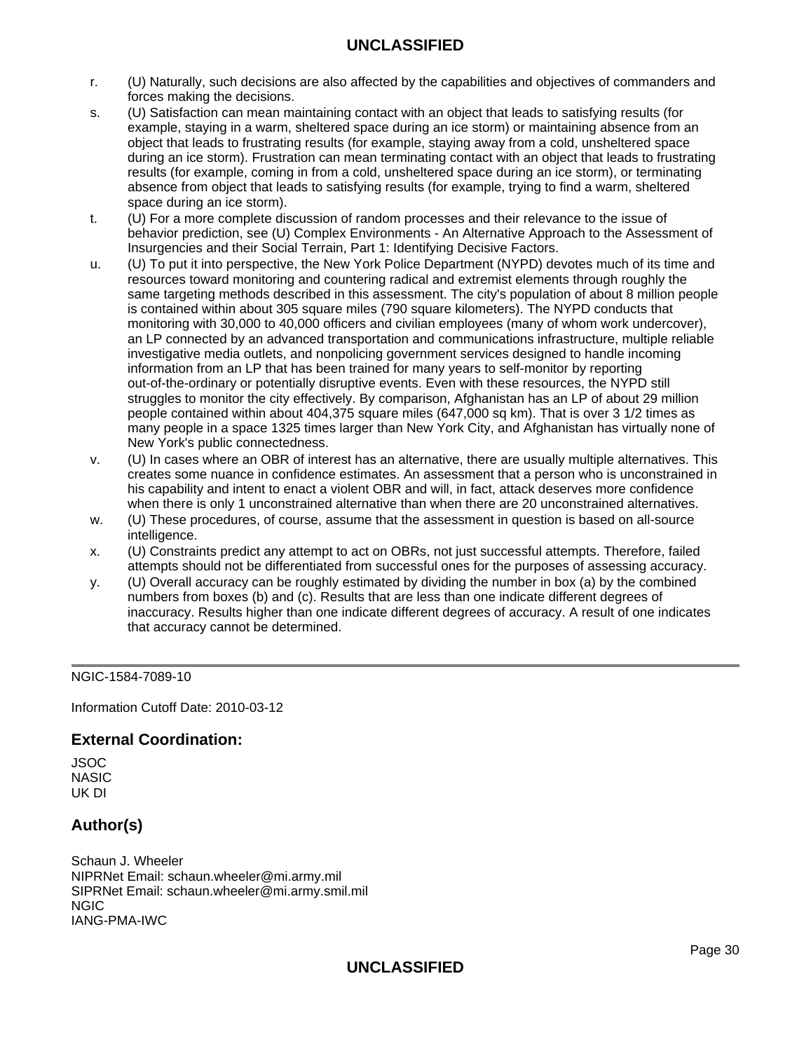r. (U) Naturally, such decisions are also affected by the capabilities and objectives of commanders and forces making the decisions.

s. (U) Satisfaction can mean maintaining contact with an object that leads to satisfying results (for example, staying in a warm, sheltered space during an ice storm) or maintaining absence from an object that leads to frustrating results (for example, staying away from a cold, unsheltered space during an ice storm). Frustration can mean terminating contact with an object that leads to frustrating results (for example, coming in from a cold, unsheltered space during an ice storm), or terminating absence from object that leads to satisfying results (for example, trying to find a warm, sheltered space during an ice storm).

t. (U) For a more complete discussion of random processes and their relevance to the issue of behavior prediction, see (U) Complex Environments - An Alternative Approach to the Assessment of Insurgencies and their Social Terrain, Part 1: Identifying Decisive Factors.

u. (U) To put it into perspective, the New York Police Department (NYPD) devotes much of its time and resources toward monitoring and countering radical and extremist elements through roughly the same targeting methods described in this assessment. The city's population of about 8 million people is contained within about 305 square miles (790 square kilometers). The NYPD conducts that monitoring with 30,000 to 40,000 officers and civilian employees (many of whom work undercover), an LP connected by an advanced transportation and communications infrastructure, multiple reliable investigative media outlets, and nonpolicing government services designed to handle incoming information from an LP that has been trained for many years to self-monitor by reporting out-of-the-ordinary or potentially disruptive events. Even with these resources, the NYPD still struggles to monitor the city effectively. By comparison, Afghanistan has an LP of about 29 million people contained within about 404,375 square miles (647,000 sq km). That is over 3 1/2 times as many people in a space 1325 times larger than New York City, and Afghanistan has virtually none of New York's public connectedness.

v. (U) In cases where an OBR of interest has an alternative, there are usually multiple alternatives. This creates some nuance in confidence estimates. An assessment that a person who is unconstrained in his capability and intent to enact a violent OBR and will, in fact, attack deserves more confidence when there is only 1 unconstrained alternative than when there are 20 unconstrained alternatives.

w. (U) These procedures, of course, assume that the assessment in question is based on all-source intelligence.

x. (U) Constraints predict any attempt to act on OBRs, not just successful attempts. Therefore, failed attempts should not be differentiated from successful ones for the purposes of assessing accuracy.

y. (U) Overall accuracy can be roughly estimated by dividing the number in box (a) by the combined numbers from boxes (b) and (c). Results that are less than one indicate different degrees of inaccuracy. Results higher than one indicate different degrees of accuracy. A result of one indicates that accuracy cannot be determined.

---

NGIC-1584-7089-10

Information Cutoff Date: 2010-03-12

## External Coordination:

JSOC
NASIC
UK DI

## Author(s)

Schaun J. Wheeler
NIPRNet Email: schaun.wheeler@mi.army.mil
SIPRNet Email: schaun.wheeler@mi.army.smil.mil
NGIC
IANG-PMA-IWC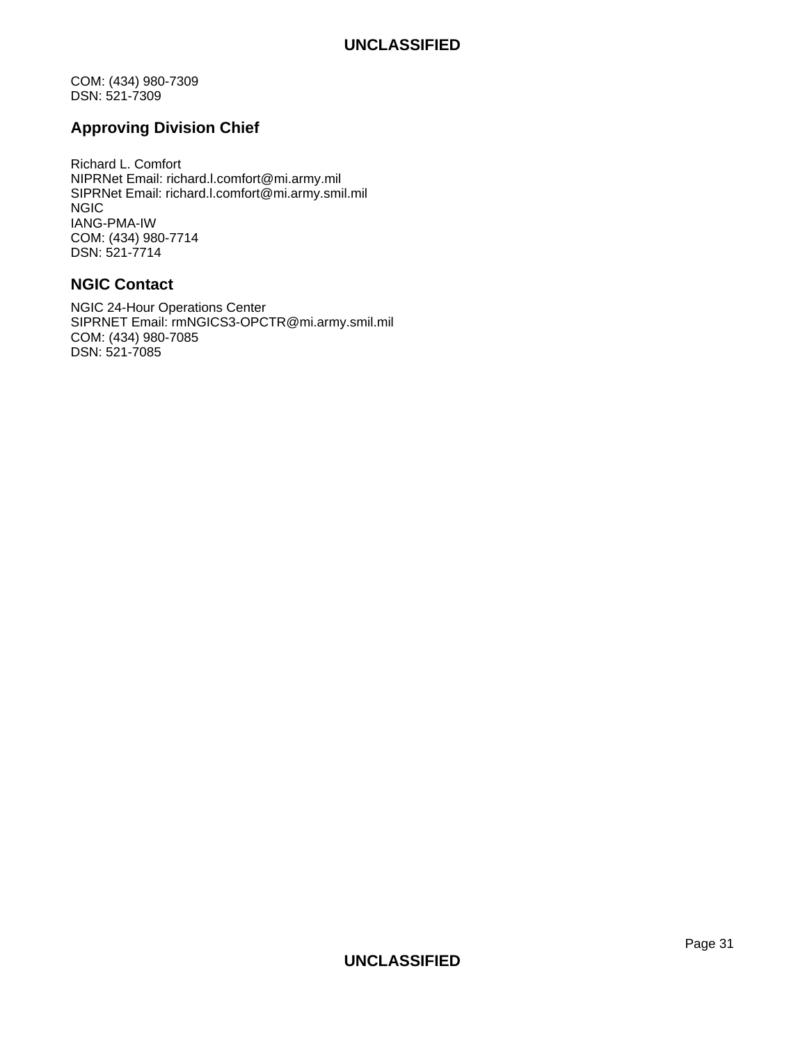COM: (434) 980-7309
DSN: 521-7309

## Approving Division Chief

Richard L. Comfort
NIPRNet Email: richard.l.comfort@mi.army.mil
SIPRNet Email: richard.l.comfort@mi.army.smil.mil
NGIC
IANG-PMA-IW
COM: (434) 980-7714
DSN: 521-7714

## NGIC Contact

NGIC 24-Hour Operations Center
SIPRNET Email: rmNGICS3-OPCTR@mi.army.smil.mil
COM: (434) 980-7085
DSN: 521-7085